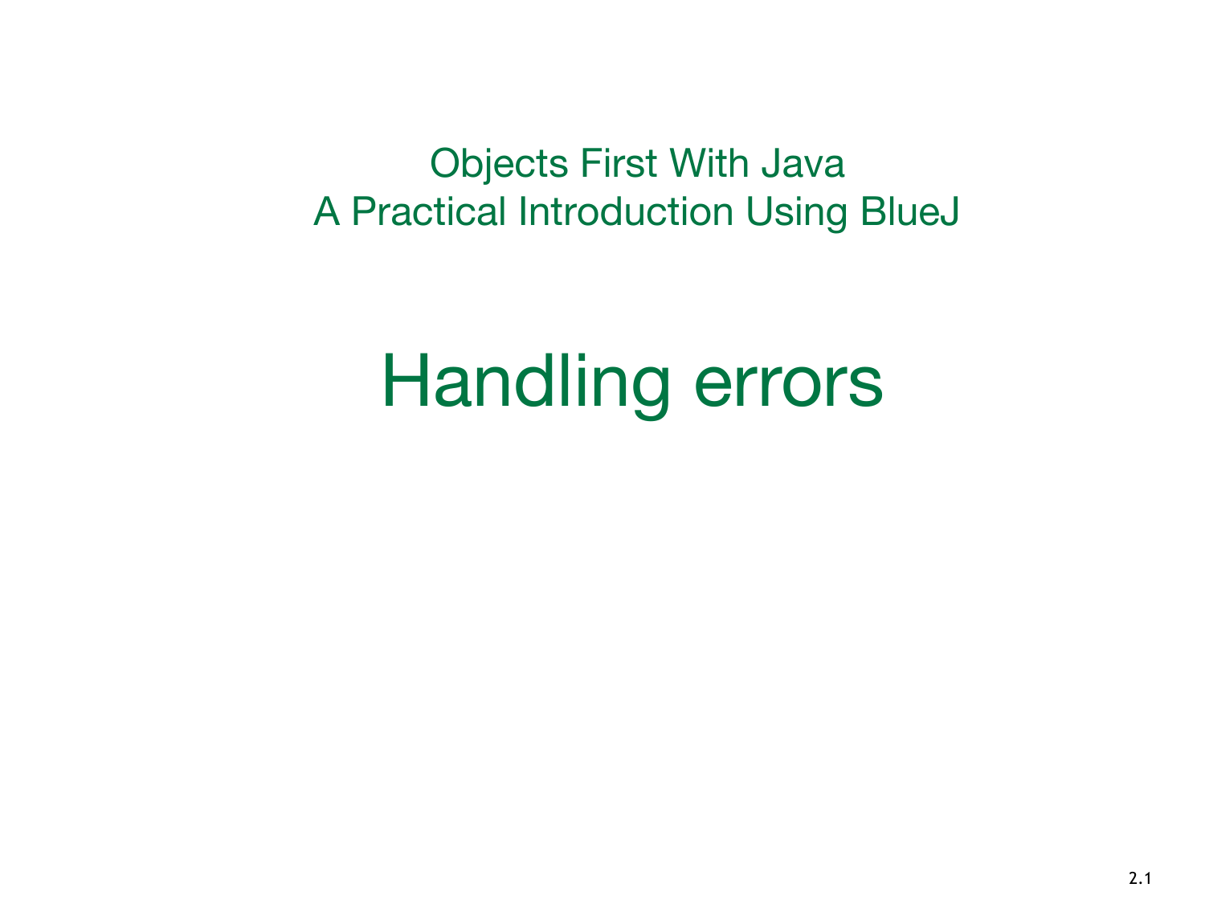Objects First With Java
A Practical Introduction Using BlueJ

# Handling errors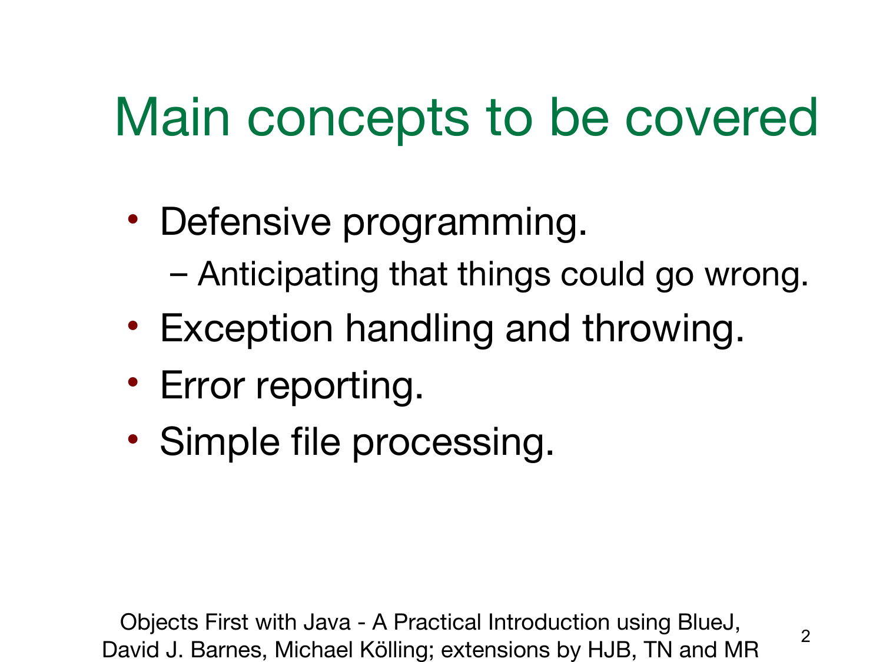# Main concepts to be covered

- Defensive programming.
  - Anticipating that things could go wrong.
- Exception handling and throwing.
- Error reporting.
- Simple file processing.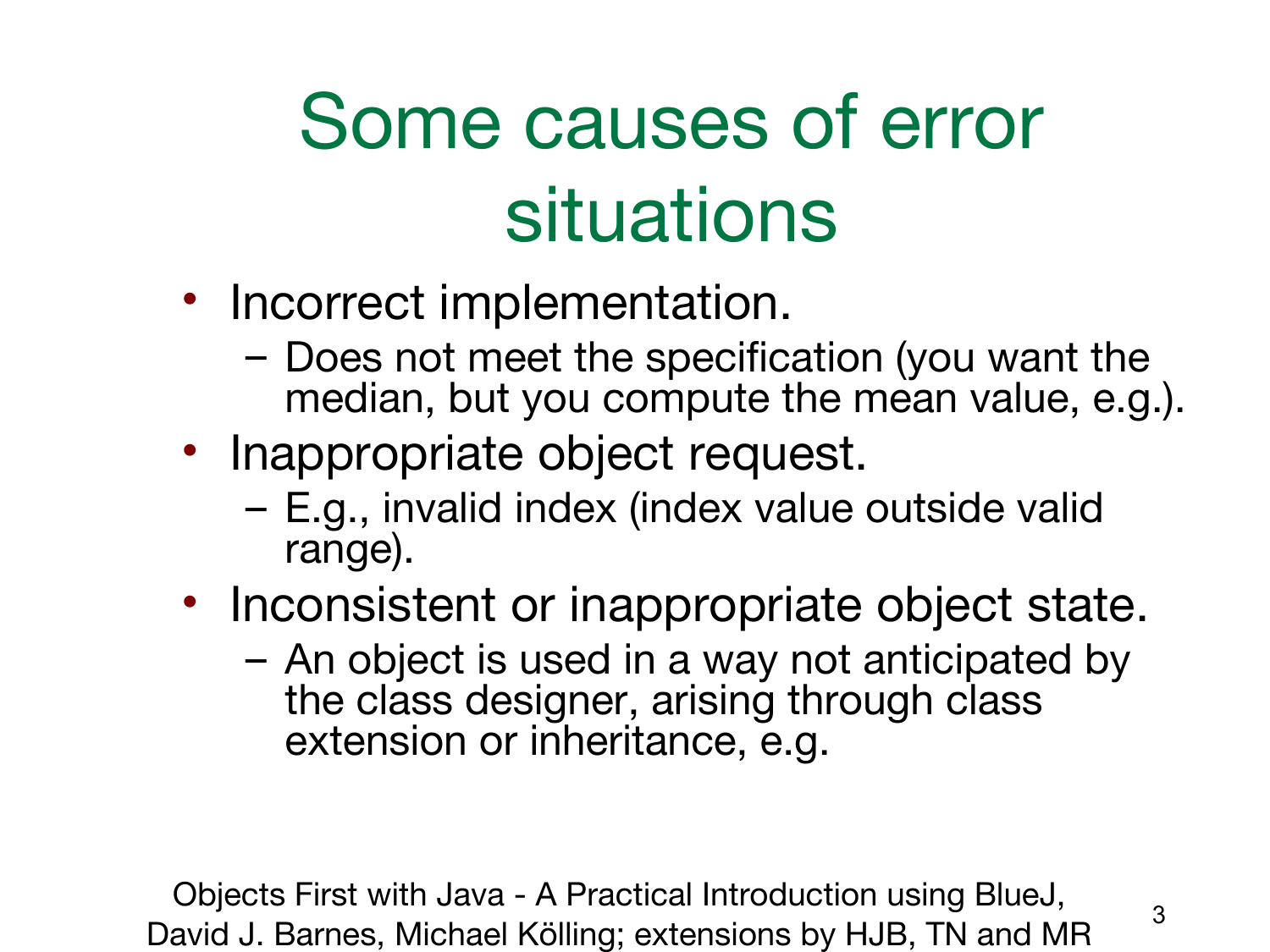# Some causes of error situations

- Incorrect implementation.
  - Does not meet the specification (you want the median, but you compute the mean value, e.g.).
- Inappropriate object request.
  - E.g., invalid index (index value outside valid range).
- Inconsistent or inappropriate object state.
  - An object is used in a way not anticipated by the class designer, arising through class extension or inheritance, e.g.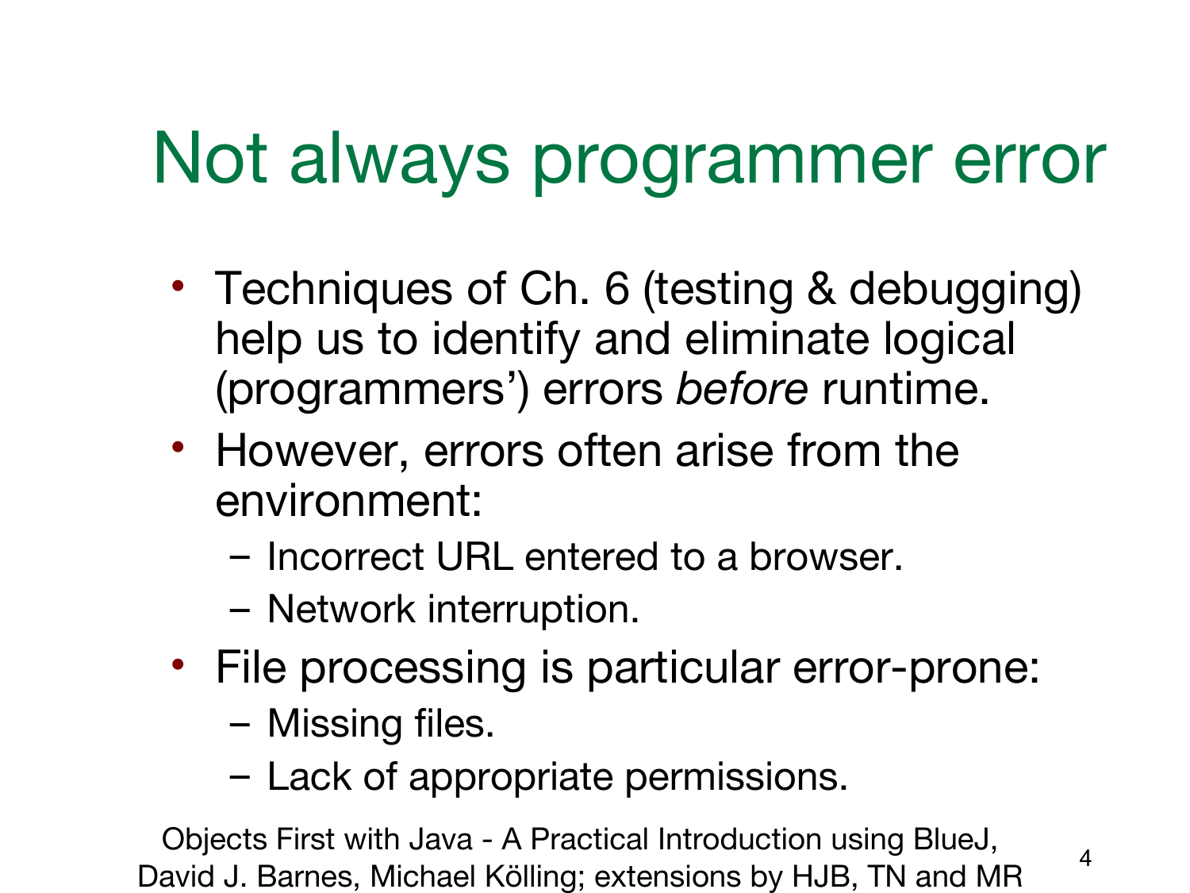# Not always programmer error

- Techniques of Ch. 6 (testing & debugging) help us to identify and eliminate logical (programmers') errors *before* runtime.
- However, errors often arise from the environment:
  - Incorrect URL entered to a browser.
  - Network interruption.
- File processing is particular error-prone:
  - Missing files.
  - Lack of appropriate permissions.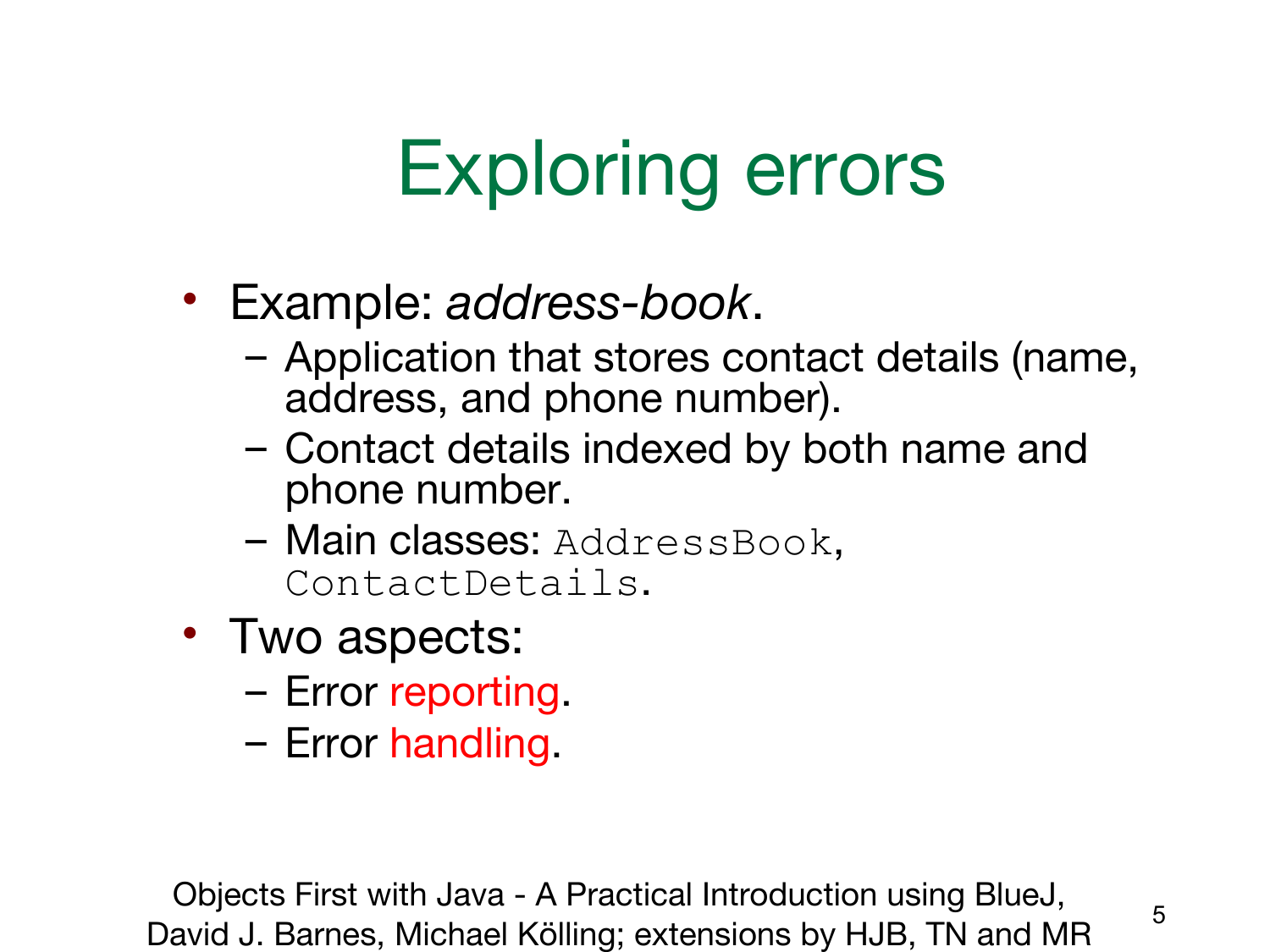# Exploring errors

- Example: *address-book*.
  - Application that stores contact details (name, address, and phone number).
  - Contact details indexed by both name and phone number.
  - Main classes: `AddressBook`, `ContactDetails`.
- Two aspects:
  - Error reporting.
  - Error handling.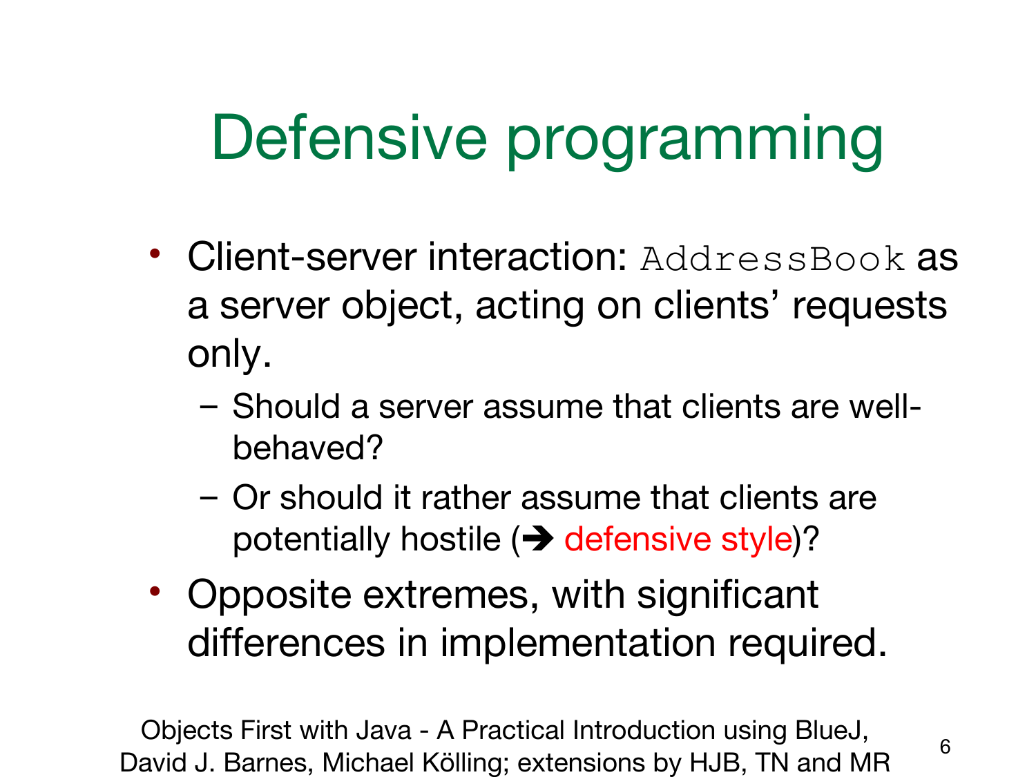# Defensive programming

- Client-server interaction: `AddressBook` as a server object, acting on clients' requests only.
  - Should a server assume that clients are well-behaved?
  - Or should it rather assume that clients are potentially hostile (➔ defensive style)?
- Opposite extremes, with significant differences in implementation required.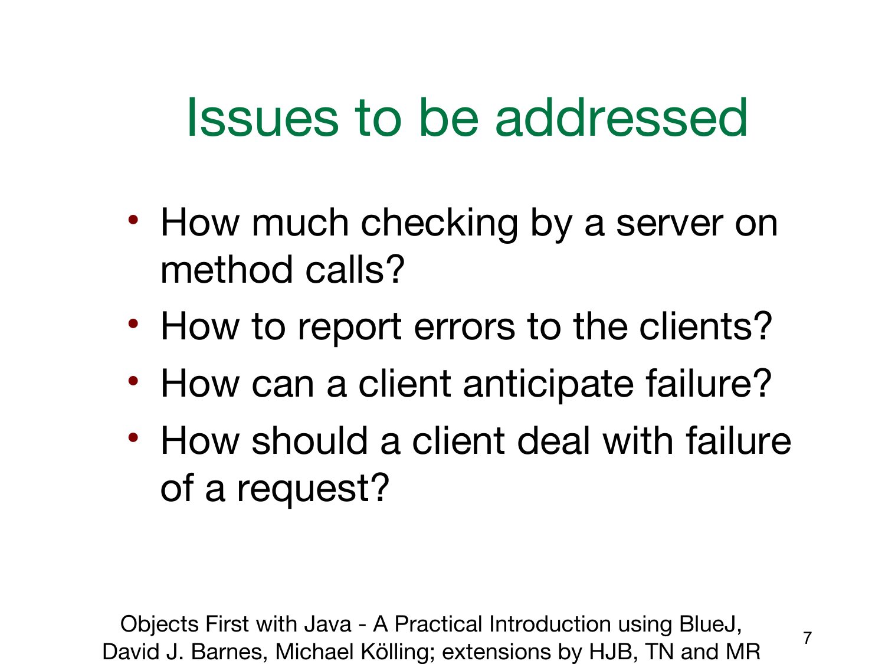# Issues to be addressed

- How much checking by a server on method calls?
- How to report errors to the clients?
- How can a client anticipate failure?
- How should a client deal with failure of a request?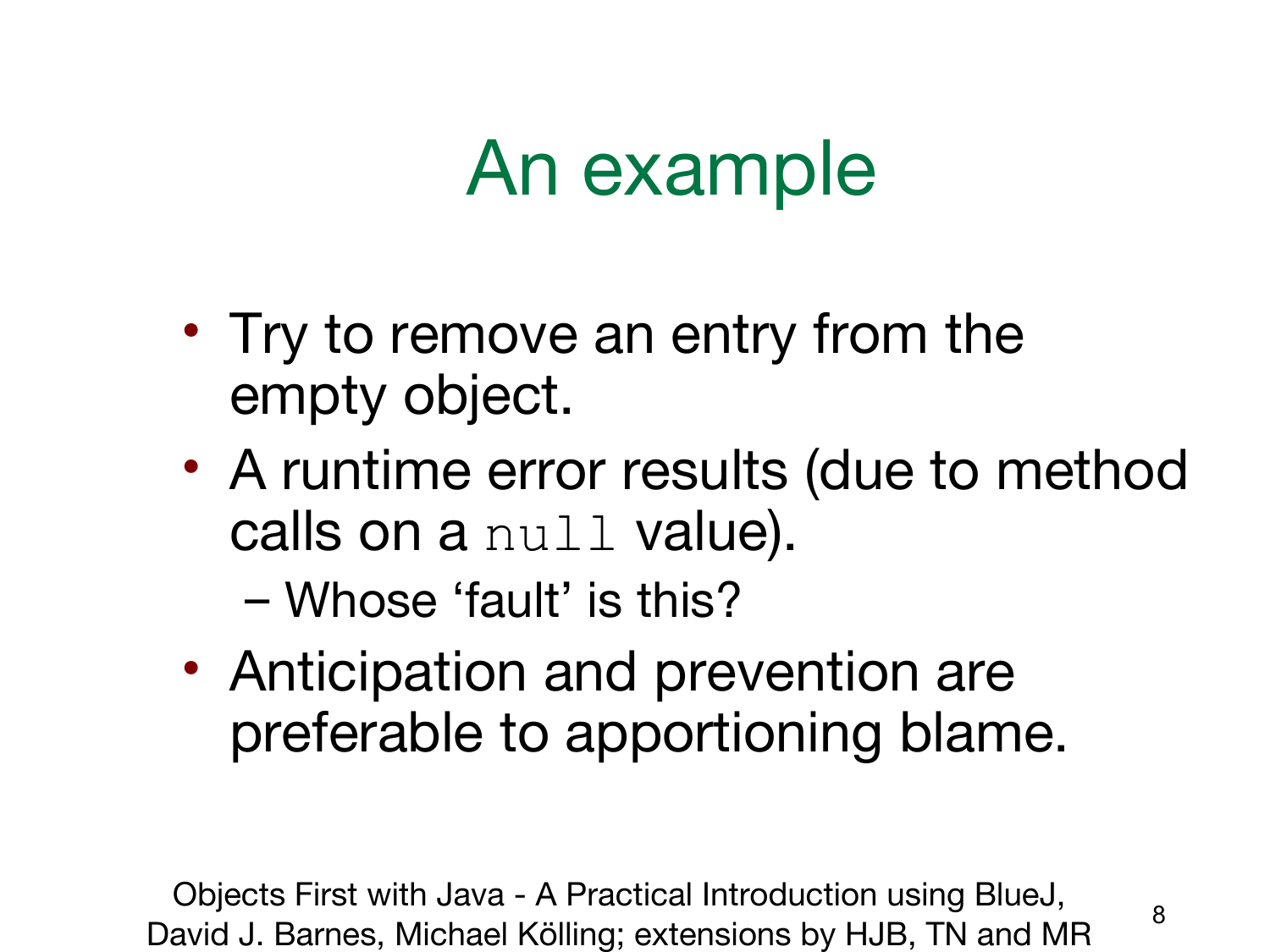# An example

- Try to remove an entry from the empty object.
- A runtime error results (due to method calls on a `null` value).
  - Whose ‘fault’ is this?
- Anticipation and prevention are preferable to apportioning blame.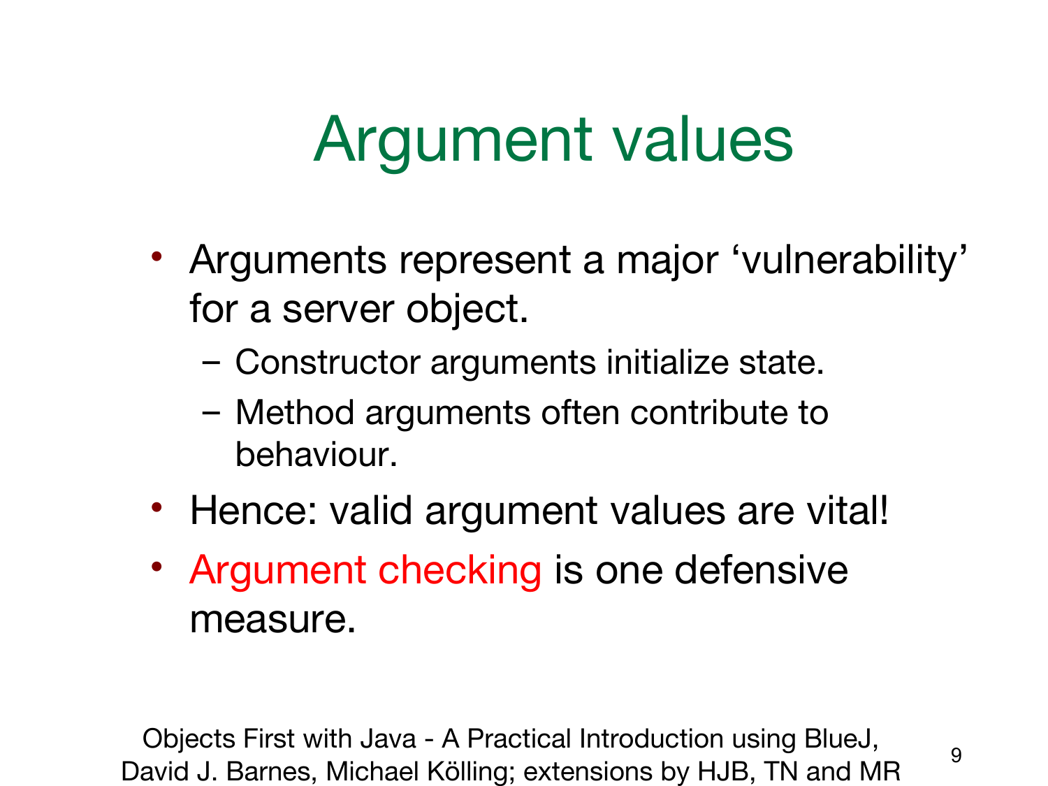# Argument values

- Arguments represent a major ‘vulnerability’ for a server object.
  - Constructor arguments initialize state.
  - Method arguments often contribute to behaviour.
- Hence: valid argument values are vital!
- Argument checking is one defensive measure.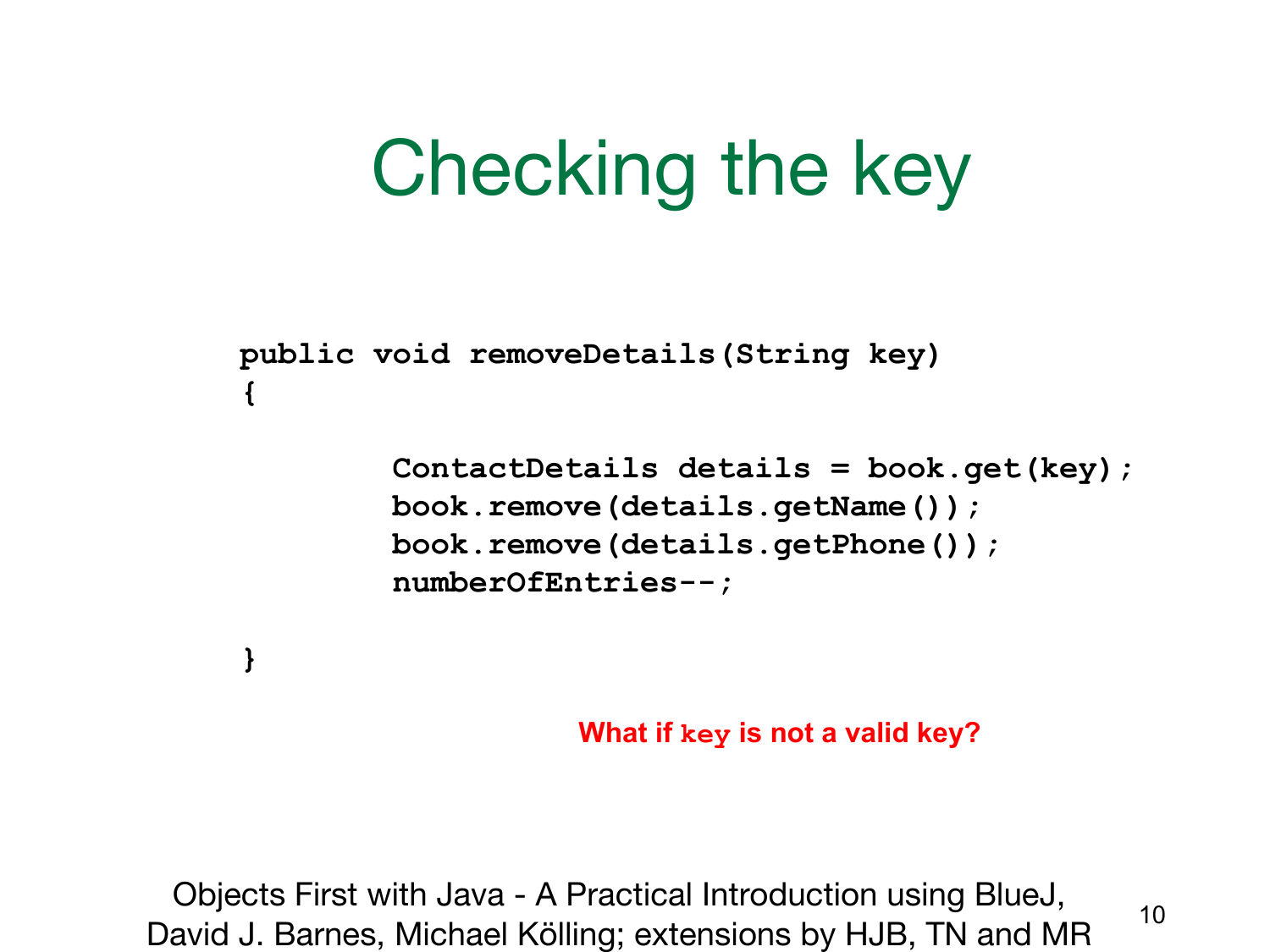# Checking the key

```
public void removeDetails(String key)
{

        ContactDetails details = book.get(key);
        book.remove(details.getName());
        book.remove(details.getPhone());
        numberOfEntries--;

}
```

**What if `key` is not a valid key?**

Objects First with Java - A Practical Introduction using BlueJ, David J. Barnes, Michael Kölling; extensions by HJB, TN and MR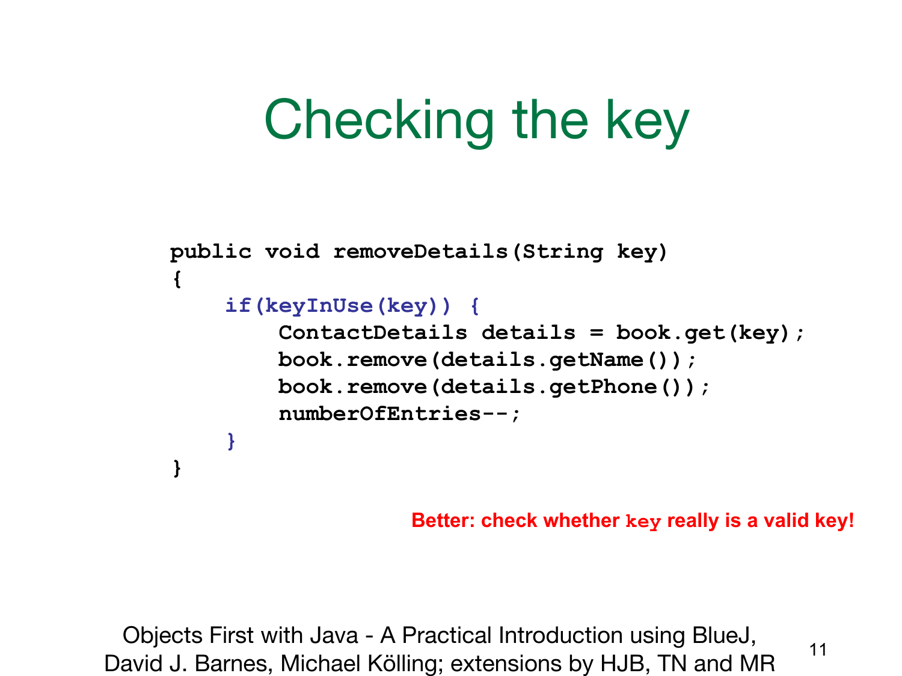# Checking the key

```
public void removeDetails(String key)
{
    if(keyInUse(key)) {
        ContactDetails details = book.get(key);
        book.remove(details.getName());
        book.remove(details.getPhone());
        numberOfEntries--;
    }
}
```

**Better: check whether `key` really is a valid key!**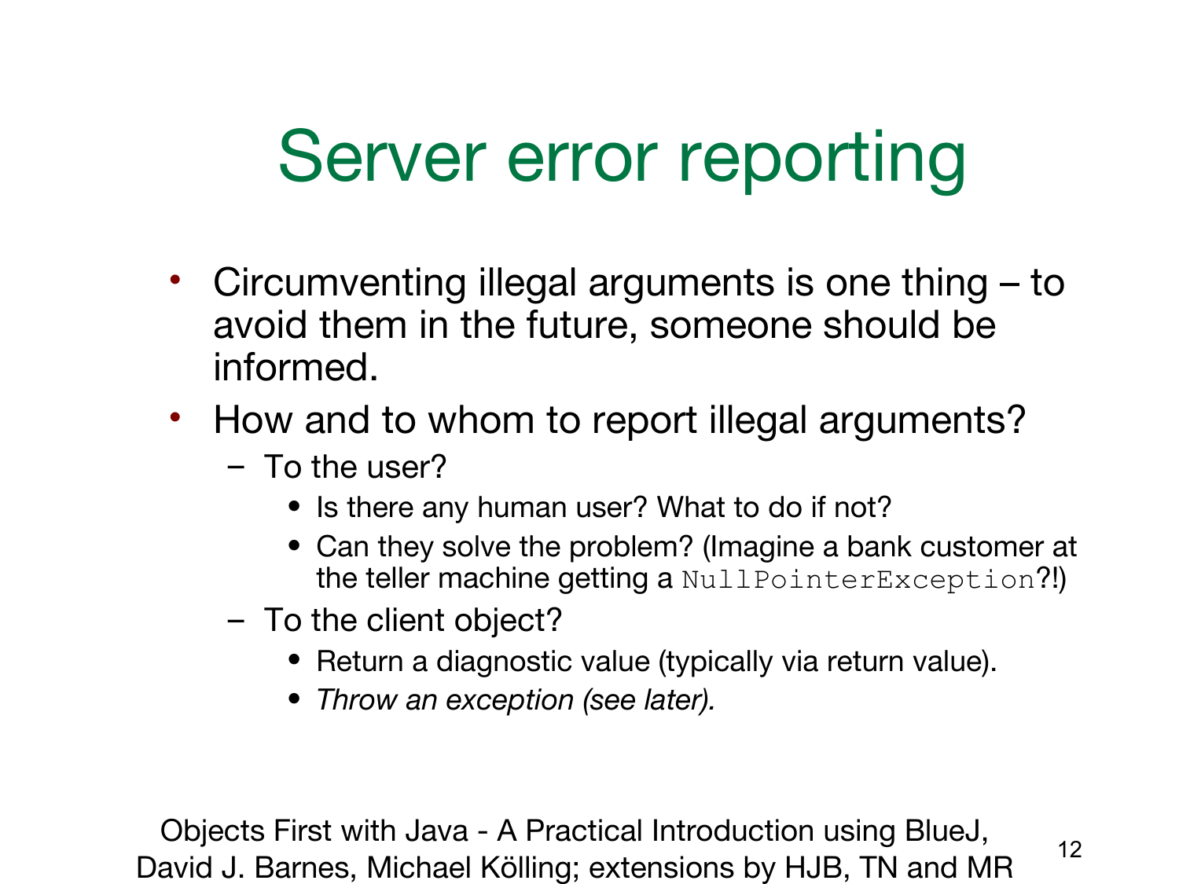# Server error reporting

- Circumventing illegal arguments is one thing – to avoid them in the future, someone should be informed.
- How and to whom to report illegal arguments?
  - To the user?
    - Is there any human user? What to do if not?
    - Can they solve the problem? (Imagine a bank customer at the teller machine getting a `NullPointerException`?!)
  - To the client object?
    - Return a diagnostic value (typically via return value).
    - *Throw an exception (see later).*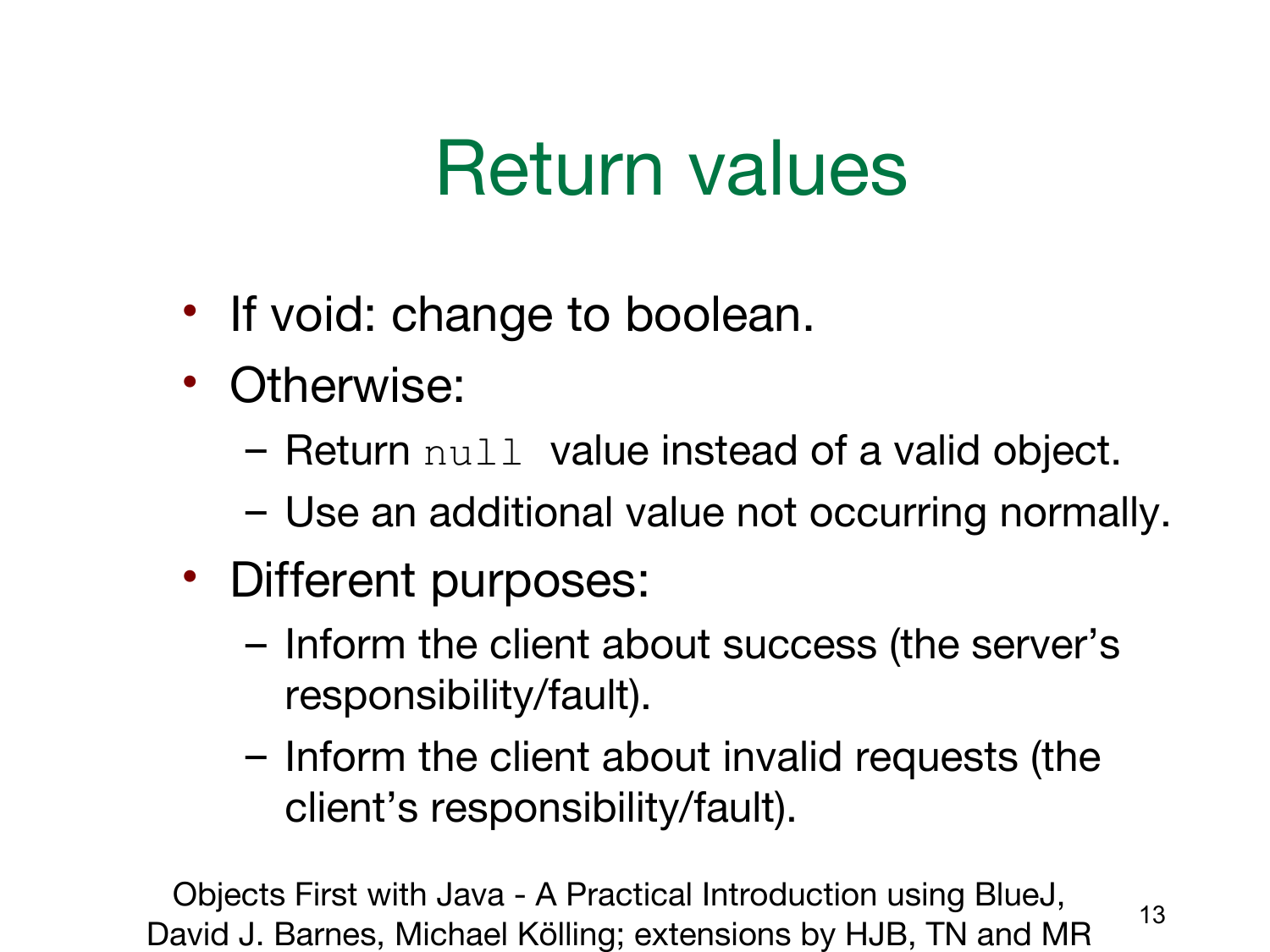# Return values

- If void: change to boolean.
- Otherwise:
  - Return `null` value instead of a valid object.
  - Use an additional value not occurring normally.
- Different purposes:
  - Inform the client about success (the server's responsibility/fault).
  - Inform the client about invalid requests (the client's responsibility/fault).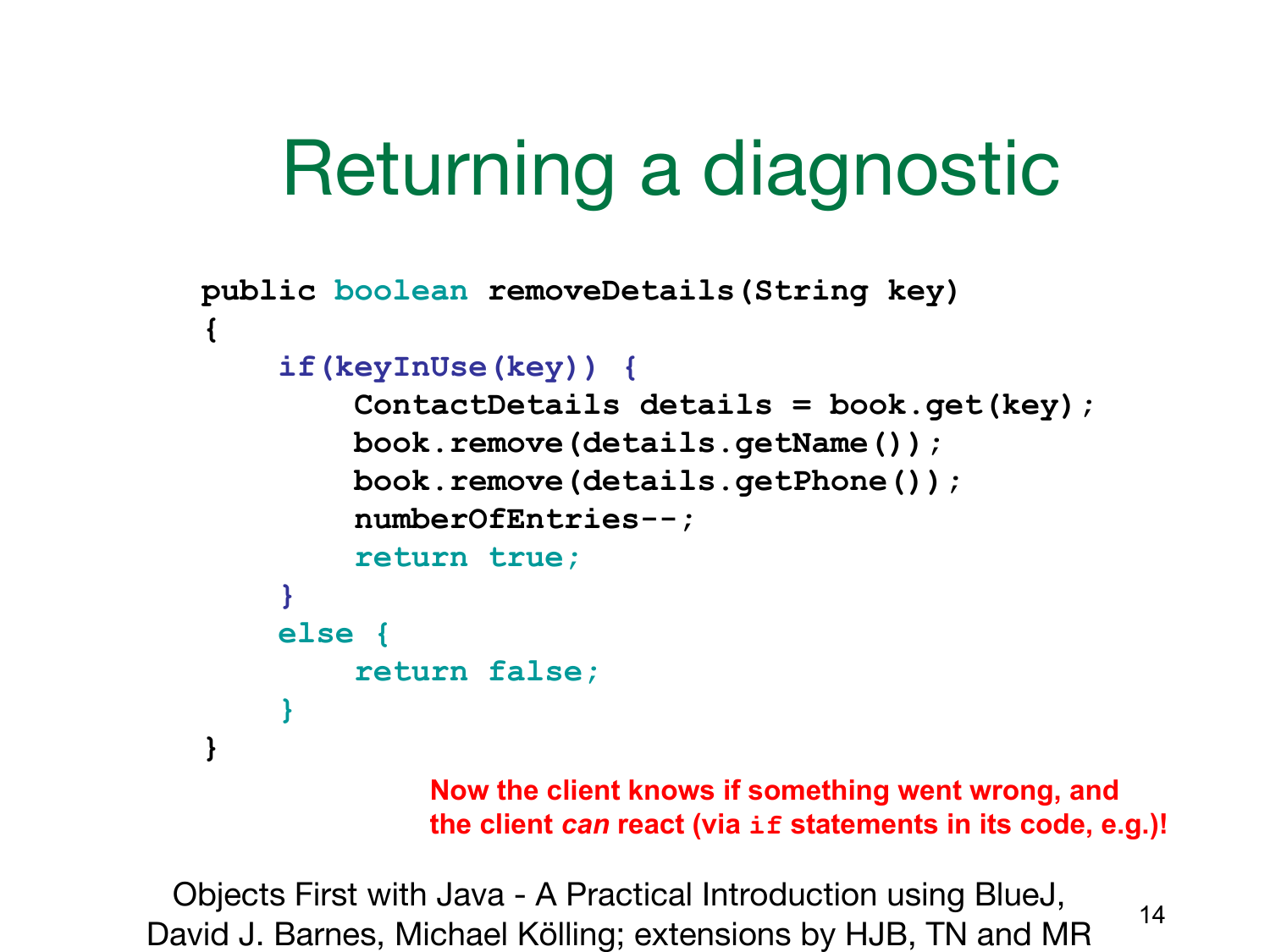# Returning a diagnostic

```
public boolean removeDetails(String key)
{
    if(keyInUse(key)) {
        ContactDetails details = book.get(key);
        book.remove(details.getName());
        book.remove(details.getPhone());
        numberOfEntries--;
        return true;
    }
    else {
        return false;
    }
}
```

**Now the client knows if something went wrong, and the client *can* react (via `if` statements in its code, e.g.)!**

Objects First with Java - A Practical Introduction using BlueJ, David J. Barnes, Michael Kölling; extensions by HJB, TN and MR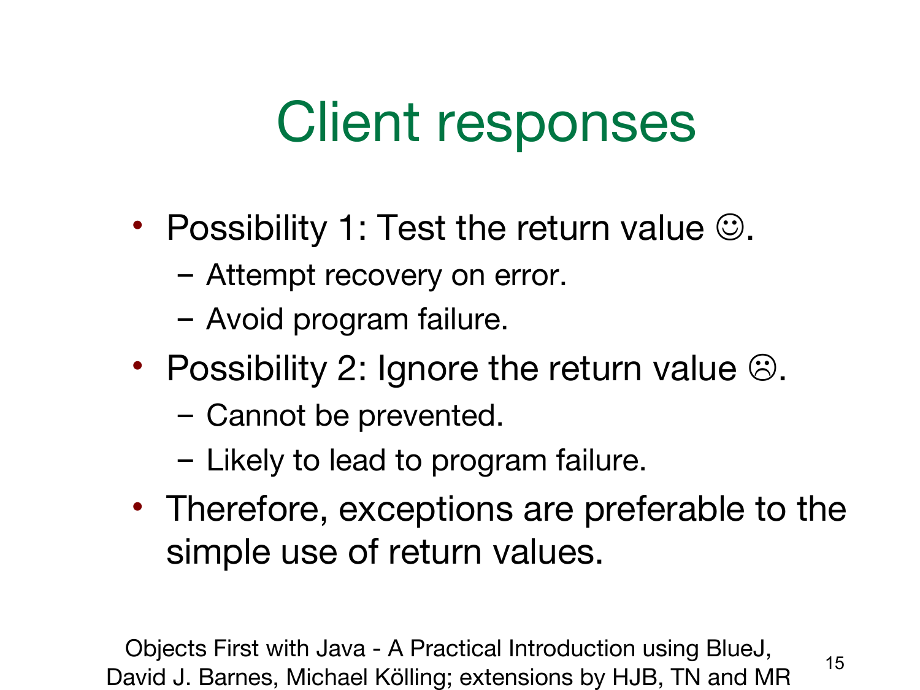# Client responses

- Possibility 1: Test the return value ☺.
  - Attempt recovery on error.
  - Avoid program failure.
- Possibility 2: Ignore the return value ☹.
  - Cannot be prevented.
  - Likely to lead to program failure.
- Therefore, exceptions are preferable to the simple use of return values.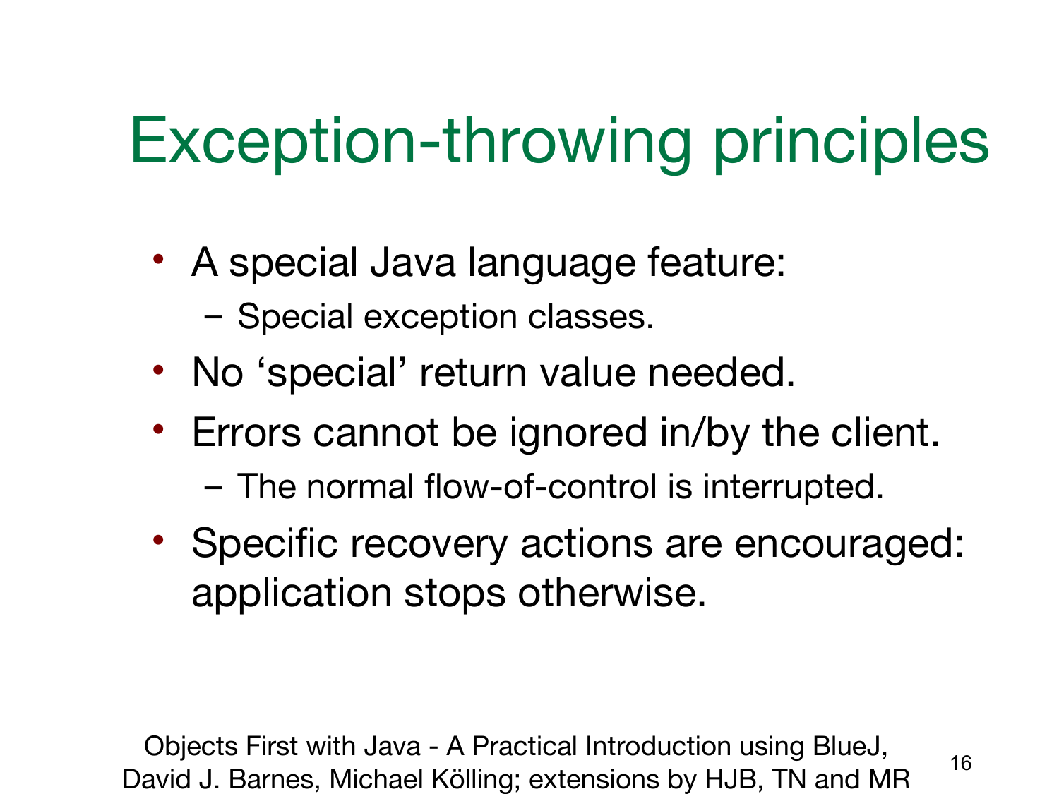# Exception-throwing principles

- A special Java language feature:
  - Special exception classes.
- No ‘special’ return value needed.
- Errors cannot be ignored in/by the client.
  - The normal flow-of-control is interrupted.
- Specific recovery actions are encouraged: application stops otherwise.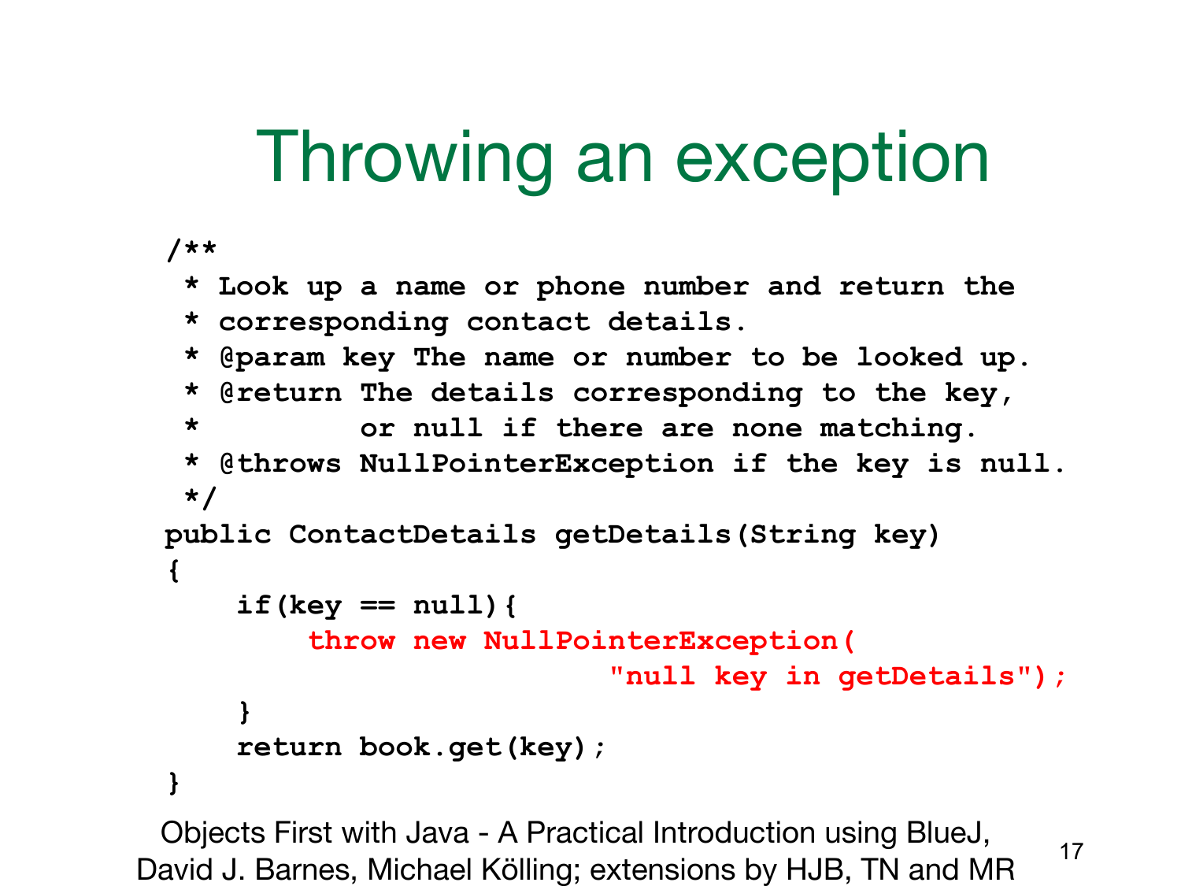# Throwing an exception

```java
/**
 * Look up a name or phone number and return the
 * corresponding contact details.
 * @param key The name or number to be looked up.
 * @return The details corresponding to the key,
 *         or null if there are none matching.
 * @throws NullPointerException if the key is null.
 */
public ContactDetails getDetails(String key)
{
    if(key == null){
        throw new NullPointerException(
                         "null key in getDetails");
    }
    return book.get(key);
}
```

Objects First with Java - A Practical Introduction using BlueJ, David J. Barnes, Michael Kölling; extensions by HJB, TN and MR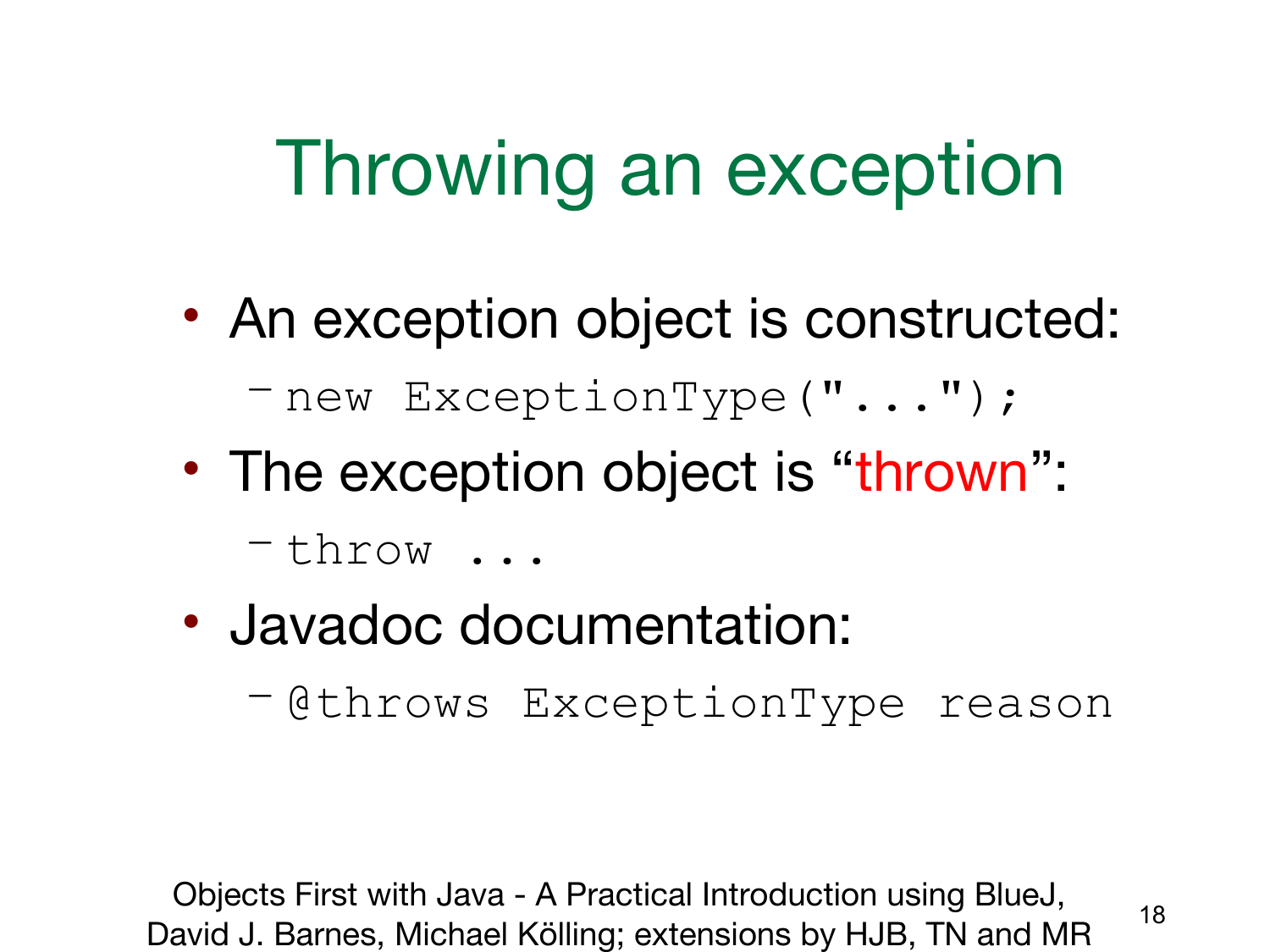# Throwing an exception

- An exception object is constructed:
  - `new ExceptionType("...");`
- The exception object is "thrown":
  - `throw ...`
- Javadoc documentation:
  - `@throws ExceptionType reason`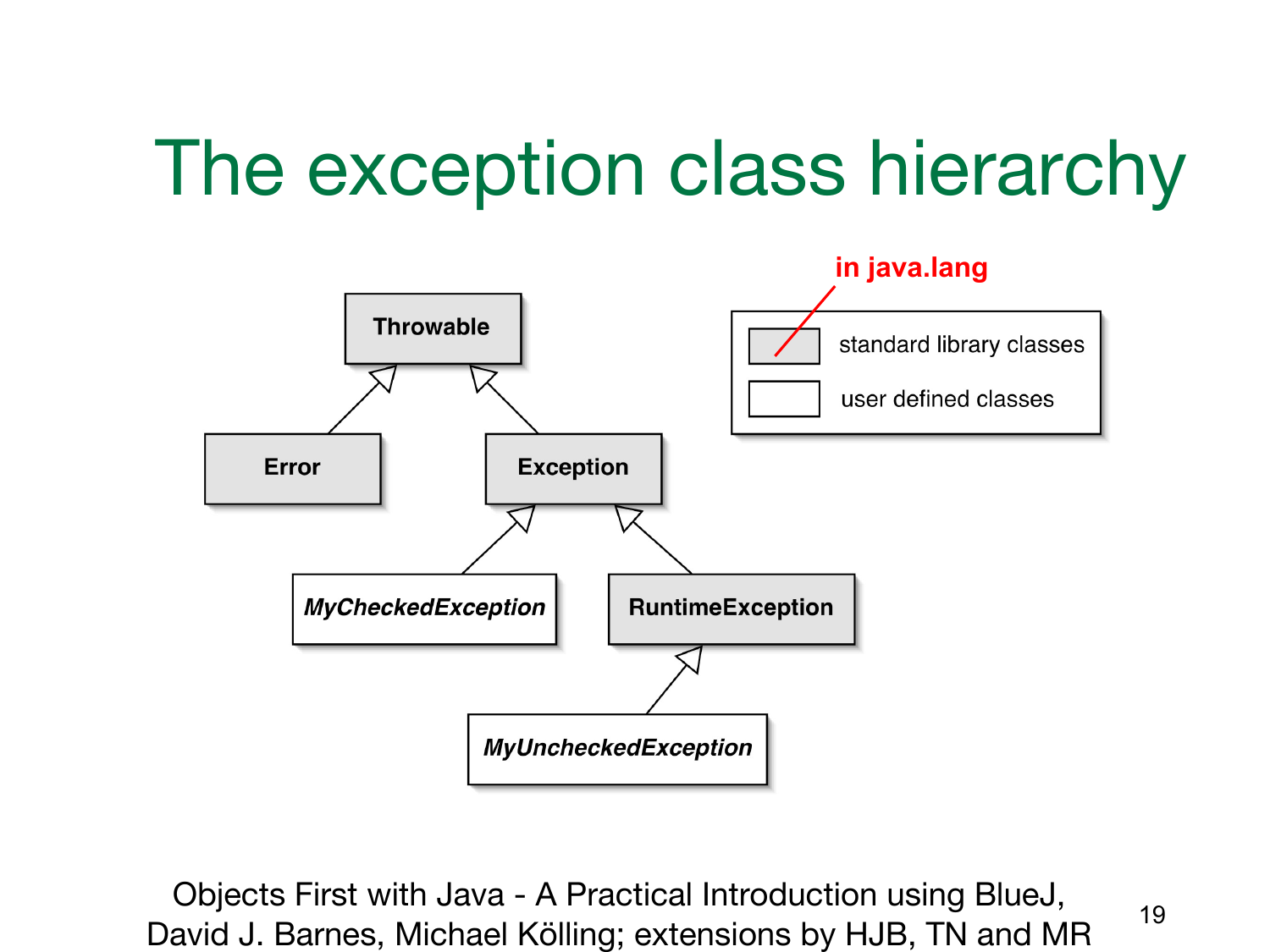# The exception class hierarchy

Throwable

Error

Exception

*MyCheckedException*

RuntimeException

*MyUncheckedException*

in java.lang

standard library classes

user defined classes

Objects First with Java - A Practical Introduction using BlueJ, David J. Barnes, Michael Kölling; extensions by HJB, TN and MR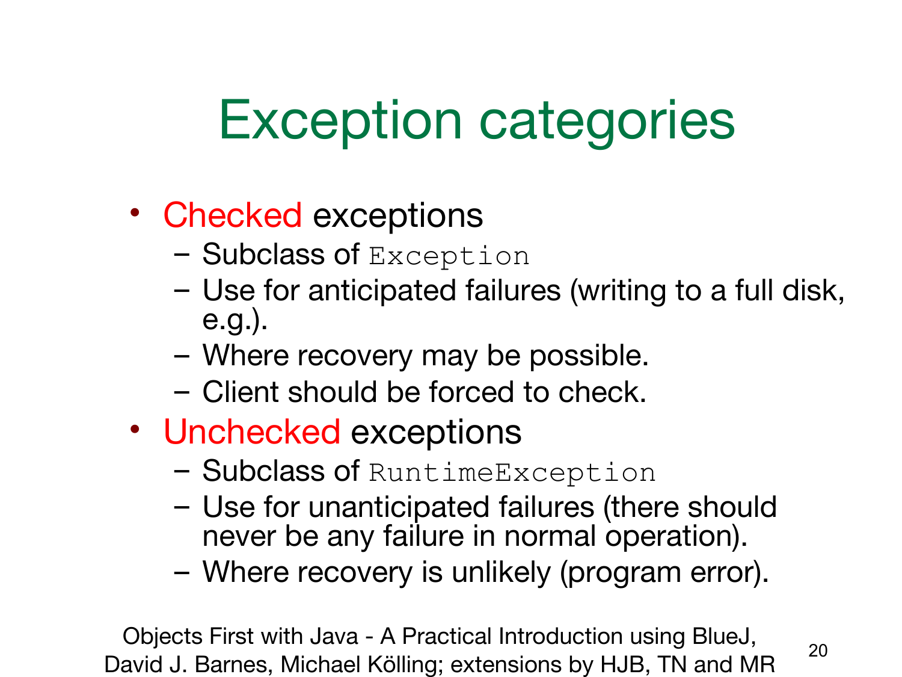# Exception categories

- Checked exceptions
  - Subclass of `Exception`
  - Use for anticipated failures (writing to a full disk, e.g.).
  - Where recovery may be possible.
  - Client should be forced to check.
- Unchecked exceptions
  - Subclass of `RuntimeException`
  - Use for unanticipated failures (there should never be any failure in normal operation).
  - Where recovery is unlikely (program error).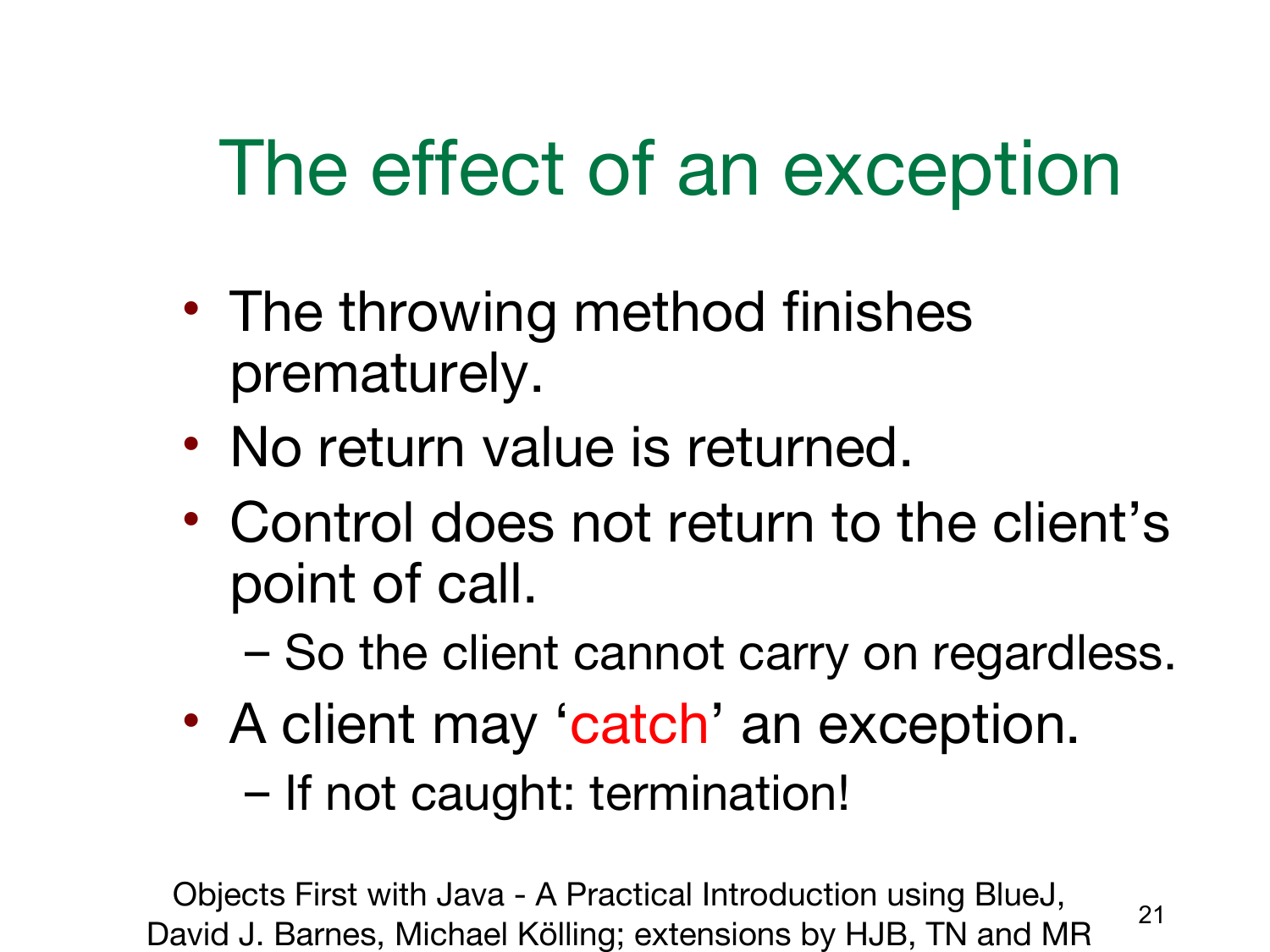# The effect of an exception

- The throwing method finishes prematurely.
- No return value is returned.
- Control does not return to the client's point of call.
  - So the client cannot carry on regardless.
- A client may 'catch' an exception.
  - If not caught: termination!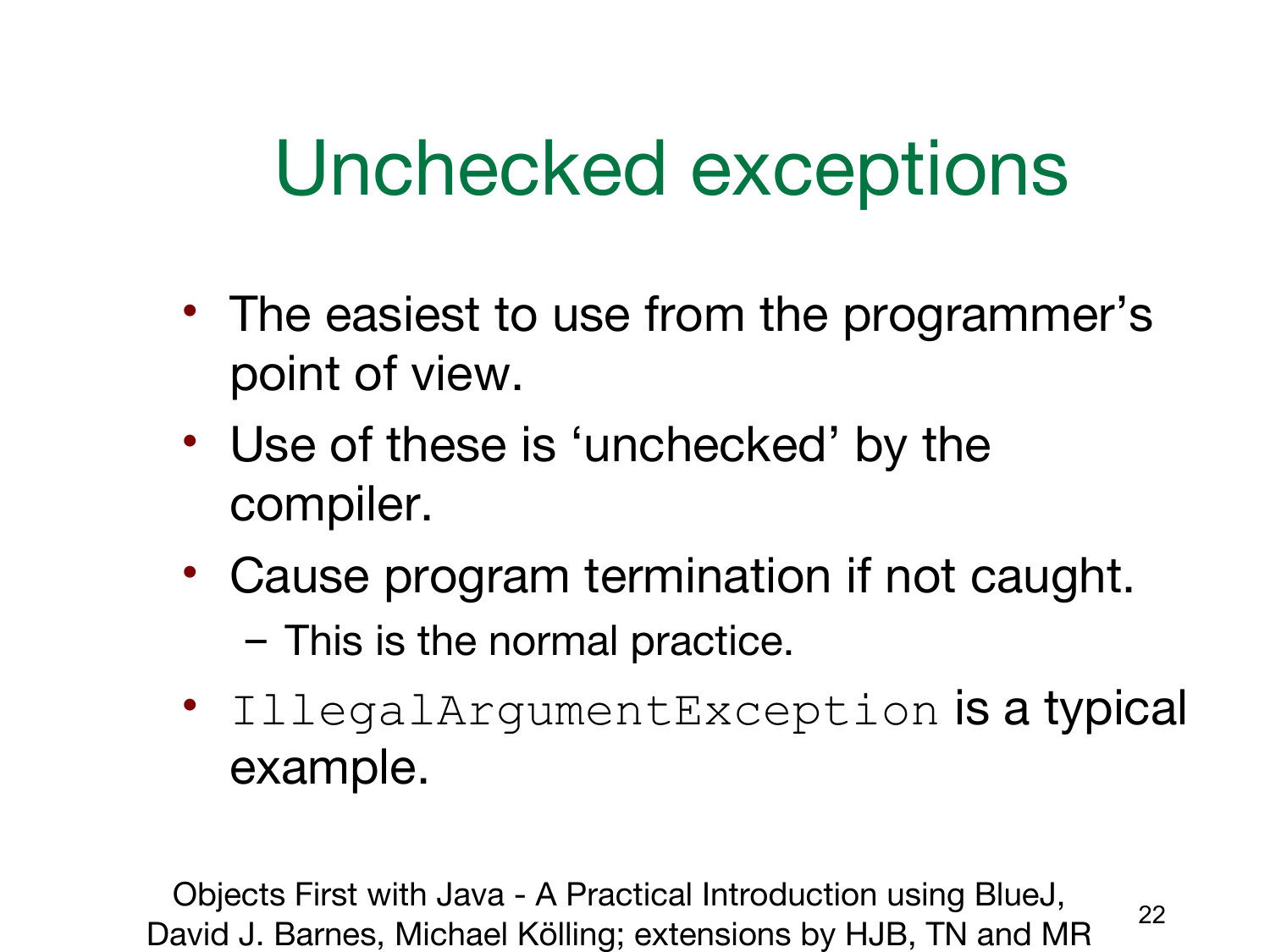# Unchecked exceptions

- The easiest to use from the programmer's point of view.
- Use of these is 'unchecked' by the compiler.
- Cause program termination if not caught.
  - This is the normal practice.
- `IllegalArgumentException` is a typical example.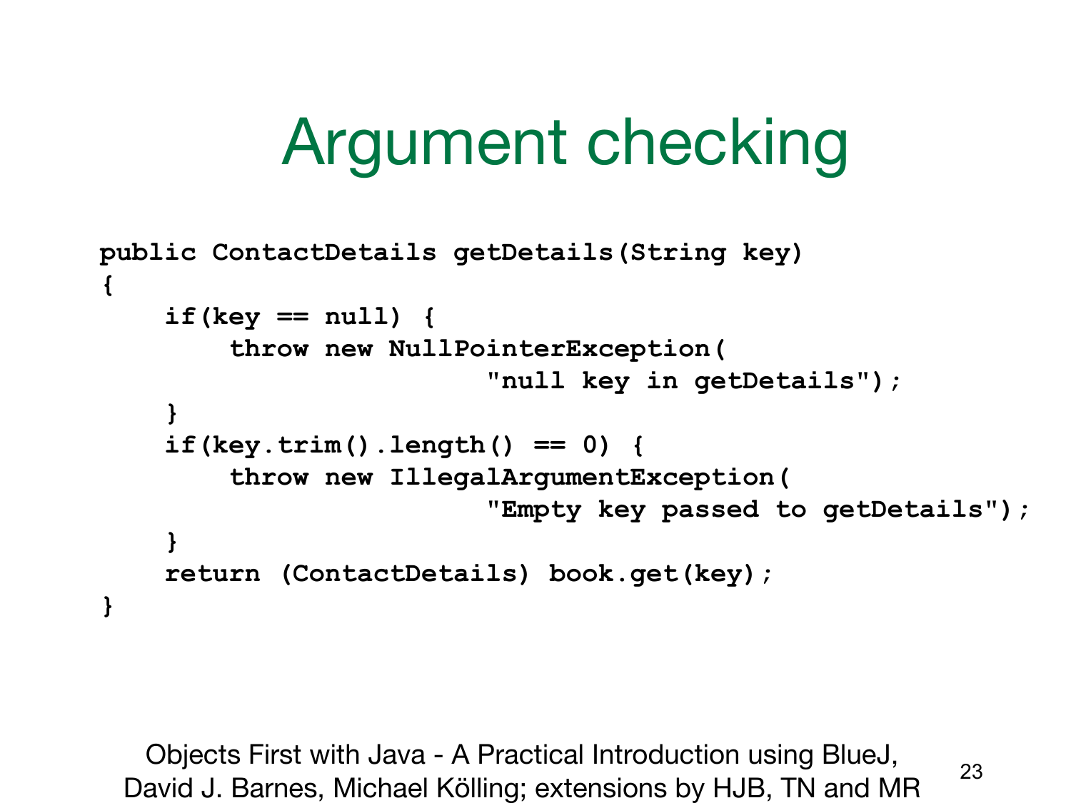# Argument checking

```
public ContactDetails getDetails(String key)
{
    if(key == null) {
        throw new NullPointerException(
                        "null key in getDetails");
    }
    if(key.trim().length() == 0) {
        throw new IllegalArgumentException(
                        "Empty key passed to getDetails");
    }
    return (ContactDetails) book.get(key);
}
```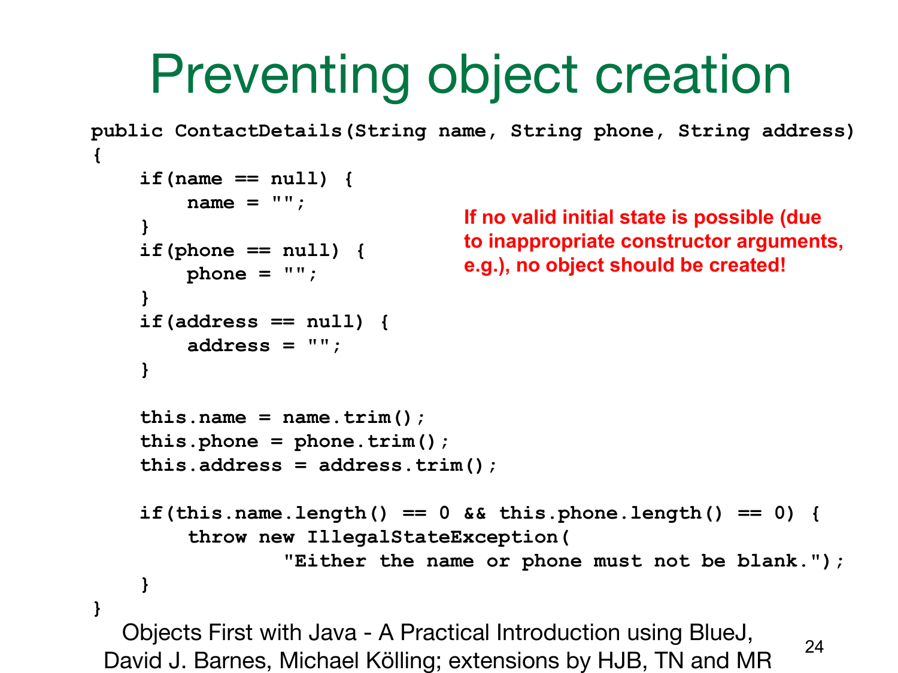# Preventing object creation

```java
public ContactDetails(String name, String phone, String address)
{
    if(name == null) {
        name = "";
    }
    if(phone == null) {
        phone = "";
    }
    if(address == null) {
        address = "";
    }

    this.name = name.trim();
    this.phone = phone.trim();
    this.address = address.trim();

    if(this.name.length() == 0 && this.phone.length() == 0) {
        throw new IllegalStateException(
                "Either the name or phone must not be blank.");
    }
}
```

**If no valid initial state is possible (due to inappropriate constructor arguments, e.g.), no object should be created!**

Objects First with Java - A Practical Introduction using BlueJ, David J. Barnes, Michael Kölling; extensions by HJB, TN and MR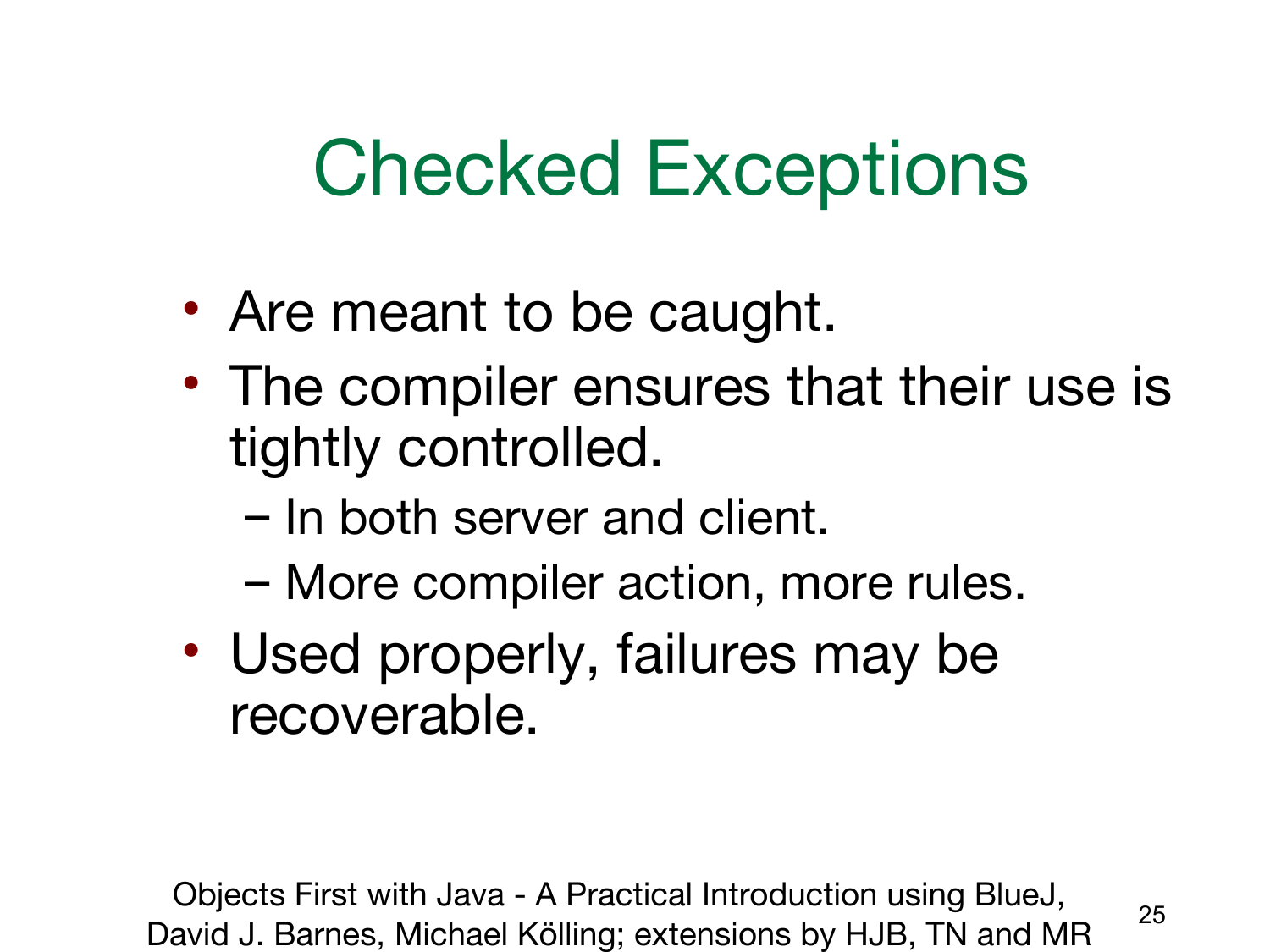# Checked Exceptions

- Are meant to be caught.
- The compiler ensures that their use is tightly controlled.
  - In both server and client.
  - More compiler action, more rules.
- Used properly, failures may be recoverable.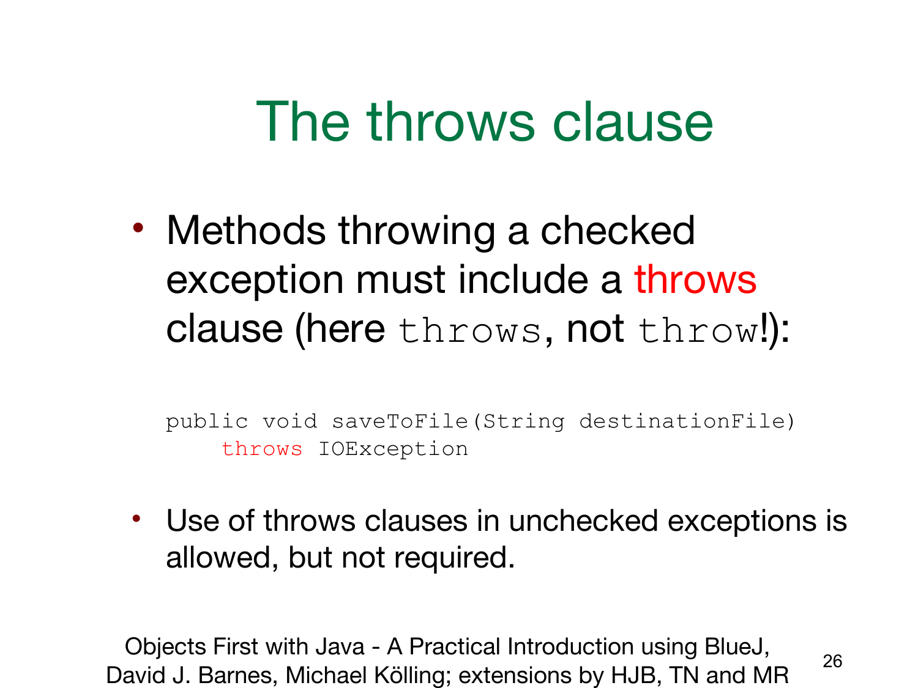# The throws clause

- Methods throwing a checked exception must include a throws clause (here `throws`, not `throw`!):

```
public void saveToFile(String destinationFile)
    throws IOException
```

- Use of throws clauses in unchecked exceptions is allowed, but not required.

Objects First with Java - A Practical Introduction using BlueJ, David J. Barnes, Michael Kölling; extensions by HJB, TN and MR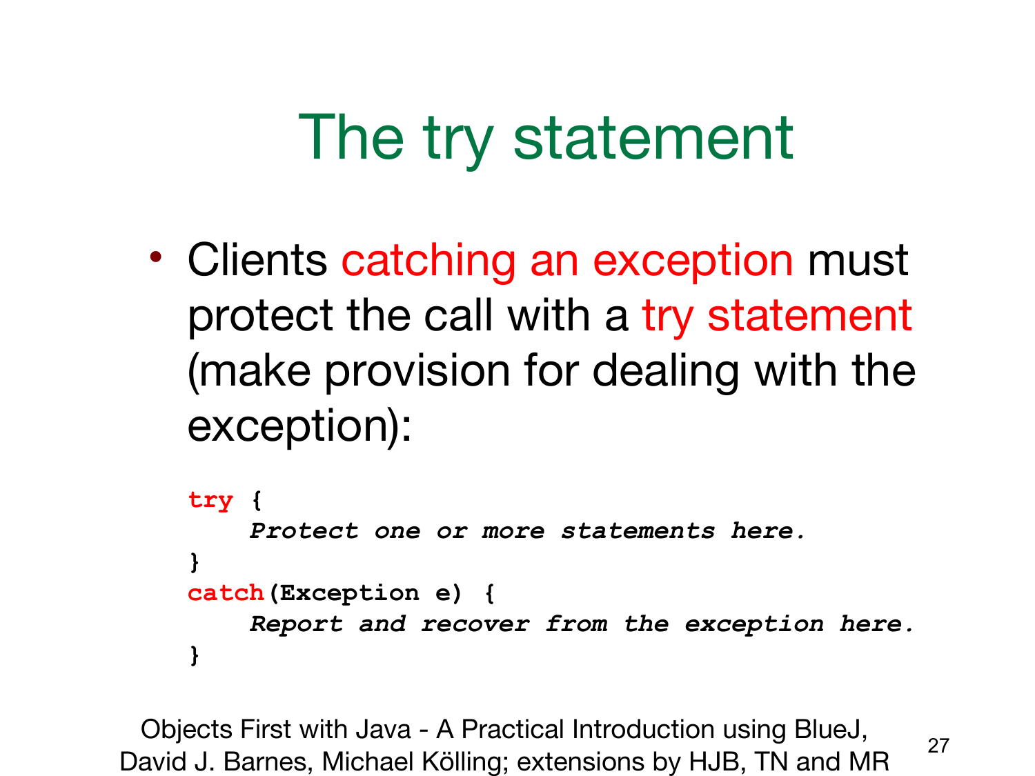# The try statement

- Clients catching an exception must protect the call with a try statement (make provision for dealing with the exception):

```
try {
    Protect one or more statements here.
}
catch(Exception e) {
    Report and recover from the exception here.
}
```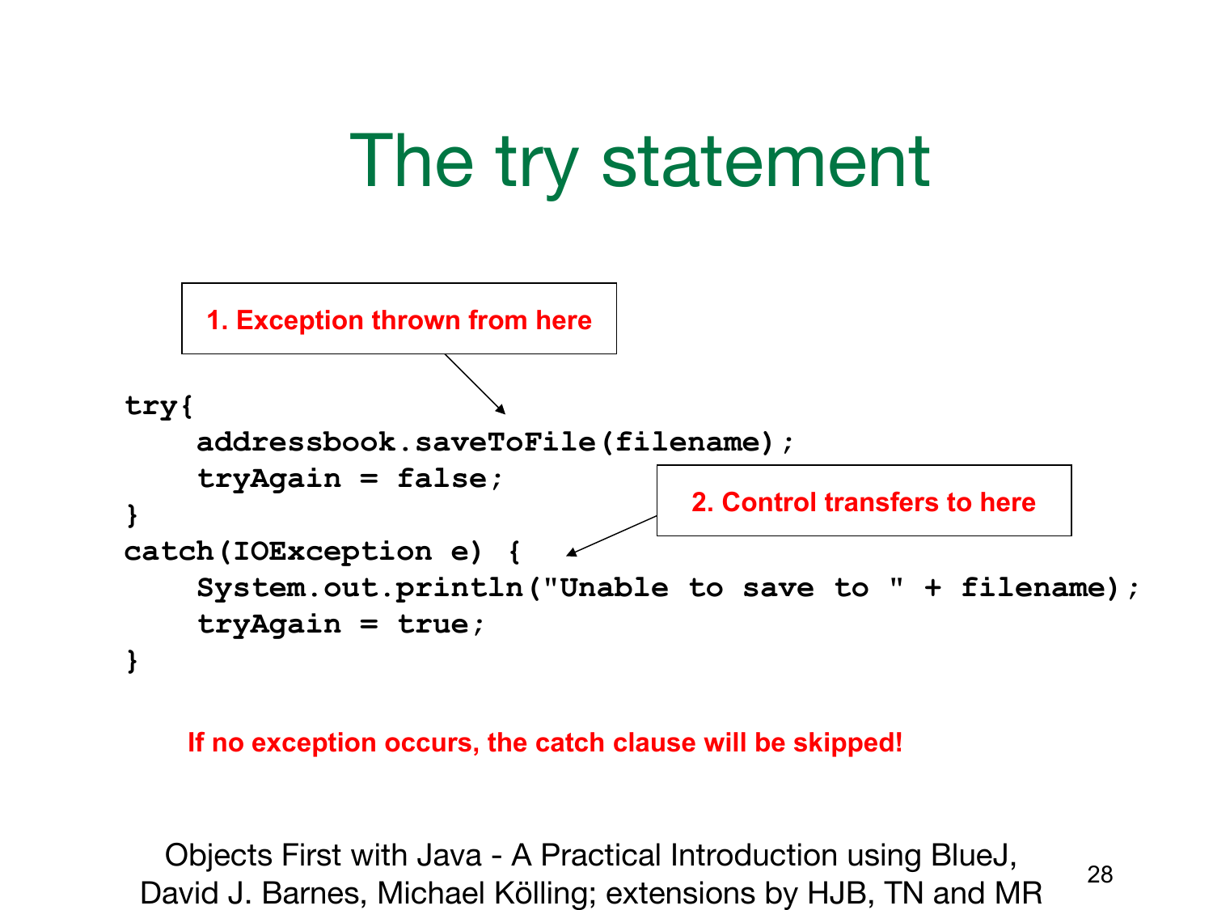# The try statement

1. Exception thrown from here

```
try{
    addressbook.saveToFile(filename);
    tryAgain = false;
}
catch(IOException e) {
    System.out.println("Unable to save to " + filename);
    tryAgain = true;
}
```

2. Control transfers to here

**If no exception occurs, the catch clause will be skipped!**

Objects First with Java - A Practical Introduction using BlueJ, David J. Barnes, Michael Kölling; extensions by HJB, TN and MR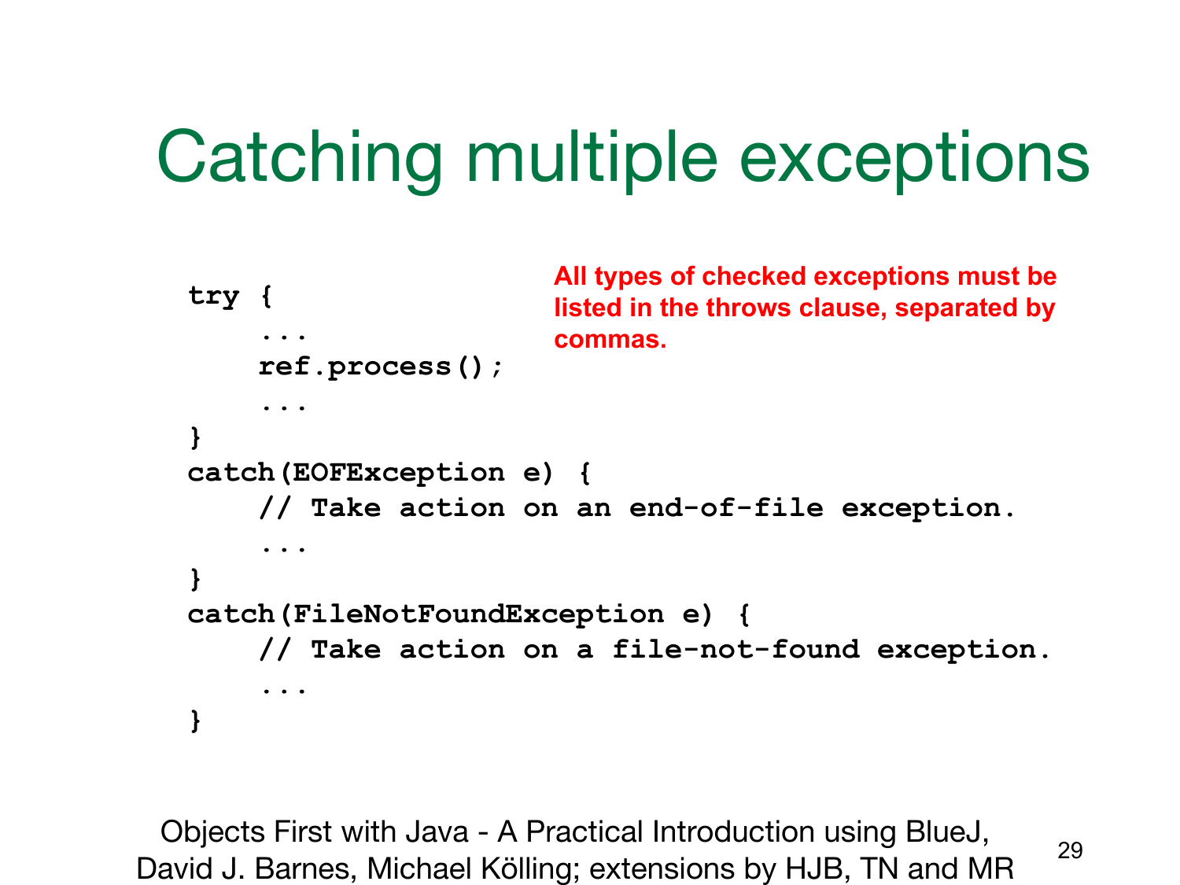# Catching multiple exceptions

**All types of checked exceptions must be listed in the throws clause, separated by commas.**

```
try {
    ...
    ref.process();
    ...
}
catch(EOFException e) {
    // Take action on an end-of-file exception.
    ...
}
catch(FileNotFoundException e) {
    // Take action on a file-not-found exception.
    ...
}
```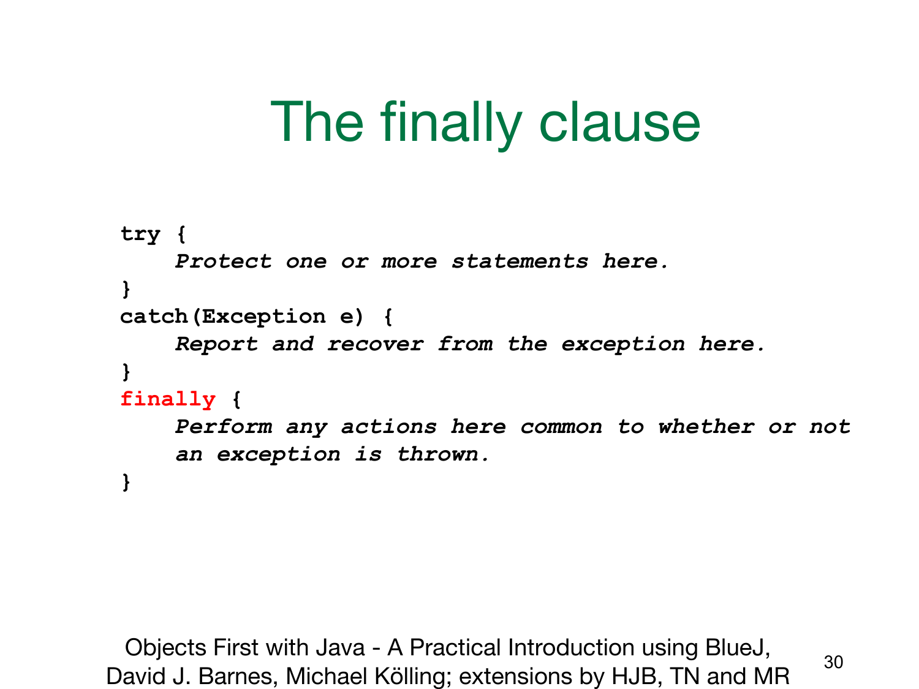# The finally clause

```
try {
    Protect one or more statements here.
}
catch(Exception e) {
    Report and recover from the exception here.
}
finally {
    Perform any actions here common to whether or not
    an exception is thrown.
}
```

Objects First with Java - A Practical Introduction using BlueJ, David J. Barnes, Michael Kölling; extensions by HJB, TN and MR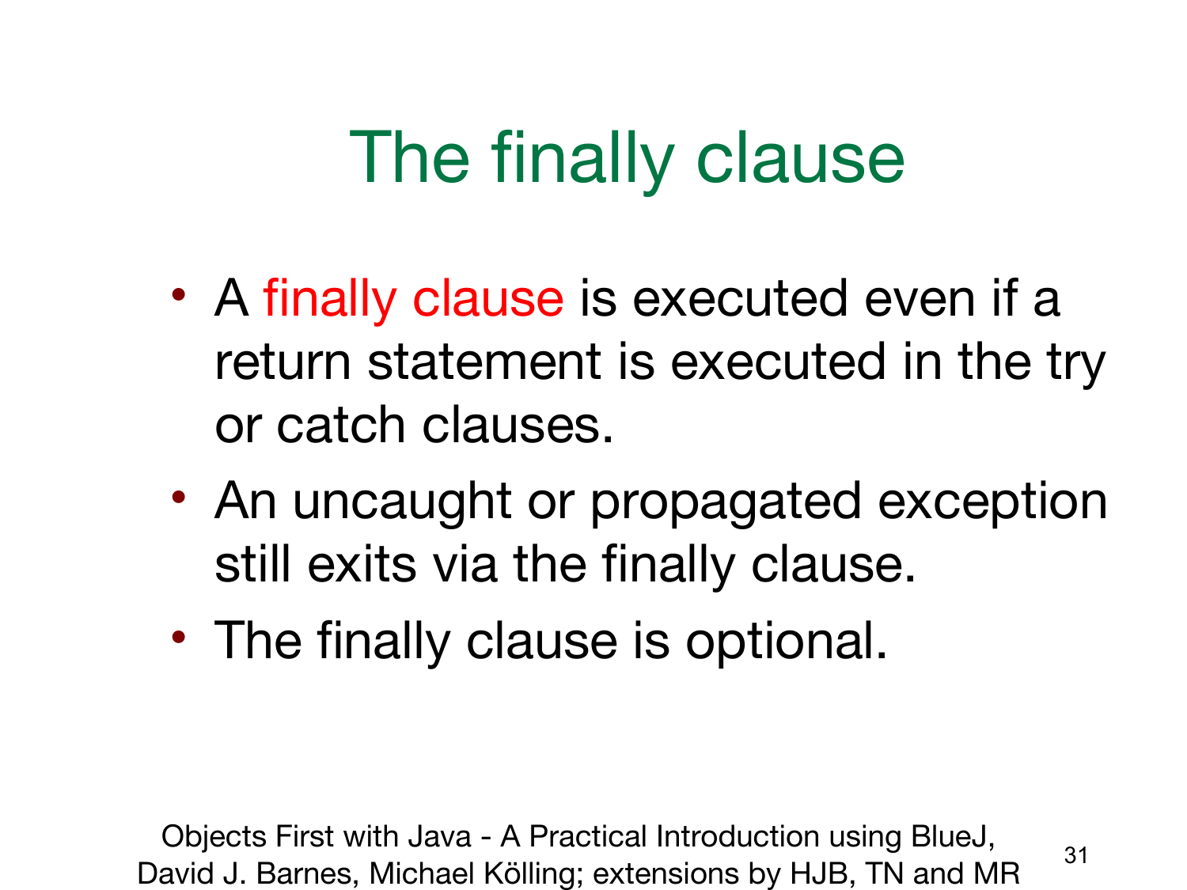# The finally clause

- A finally clause is executed even if a return statement is executed in the try or catch clauses.
- An uncaught or propagated exception still exits via the finally clause.
- The finally clause is optional.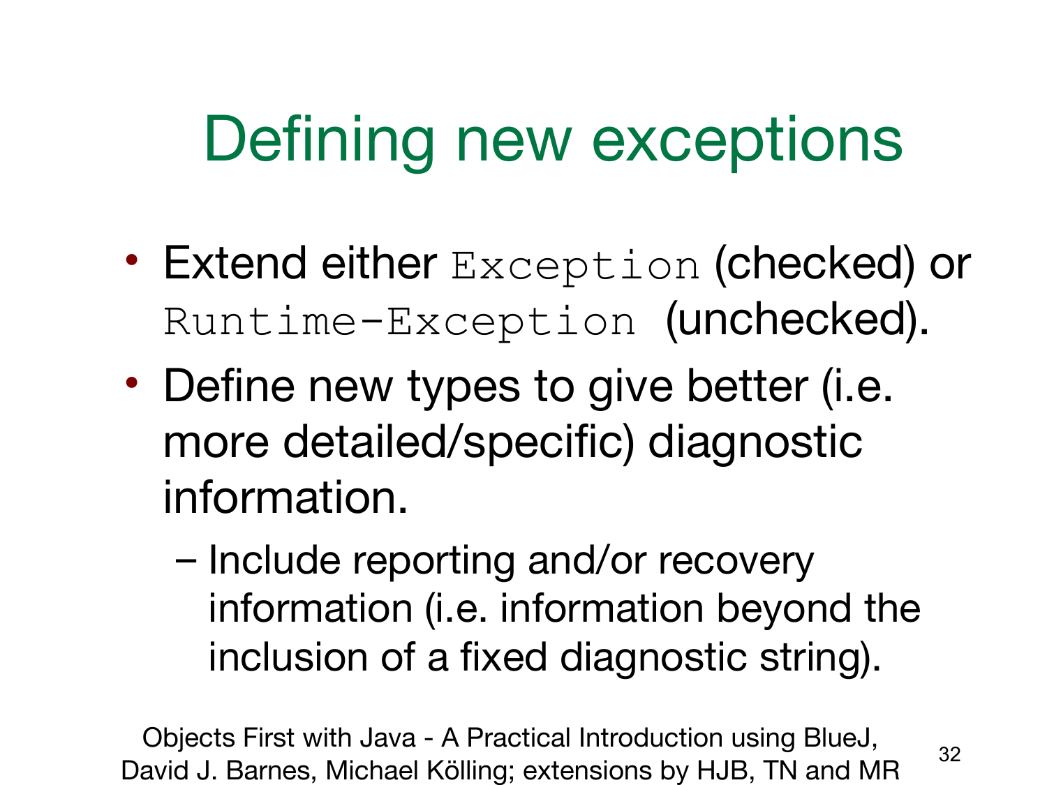# Defining new exceptions

- Extend either `Exception` (checked) or `Runtime-Exception` (unchecked).
- Define new types to give better (i.e. more detailed/specific) diagnostic information.
  - Include reporting and/or recovery information (i.e. information beyond the inclusion of a fixed diagnostic string).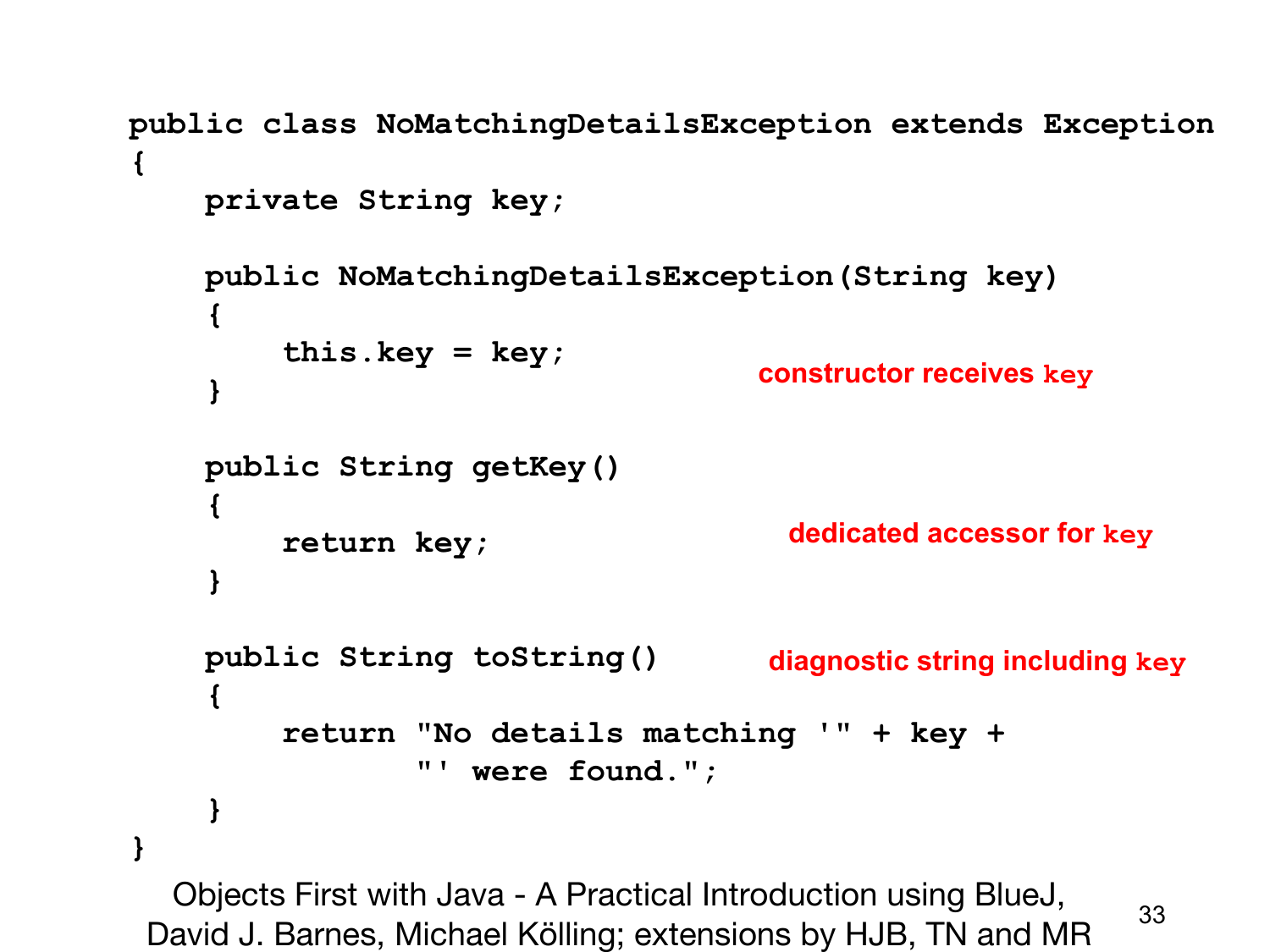```java
public class NoMatchingDetailsException extends Exception
{
    private String key;

    public NoMatchingDetailsException(String key)
    {
        this.key = key;
    }

    public String getKey()
    {
        return key;
    }

    public String toString()
    {
        return "No details matching '" + key +
               "' were found.";
    }
}
```

constructor receives `key`

dedicated accessor for `key`

diagnostic string including `key`

Objects First with Java - A Practical Introduction using BlueJ, David J. Barnes, Michael Kölling; extensions by HJB, TN and MR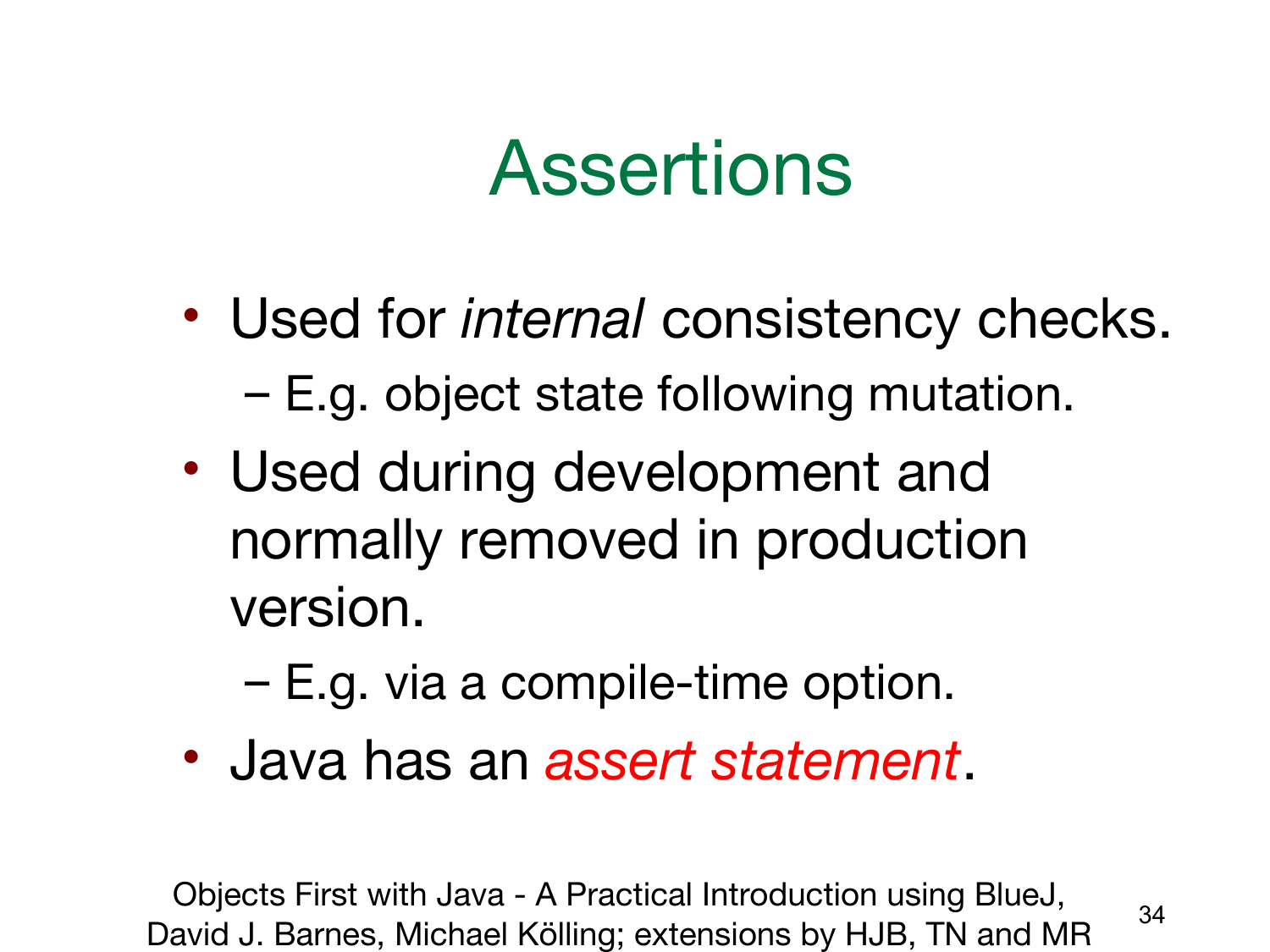# Assertions

- Used for *internal* consistency checks.
  - E.g. object state following mutation.
- Used during development and normally removed in production version.
  - E.g. via a compile-time option.
- Java has an *assert statement*.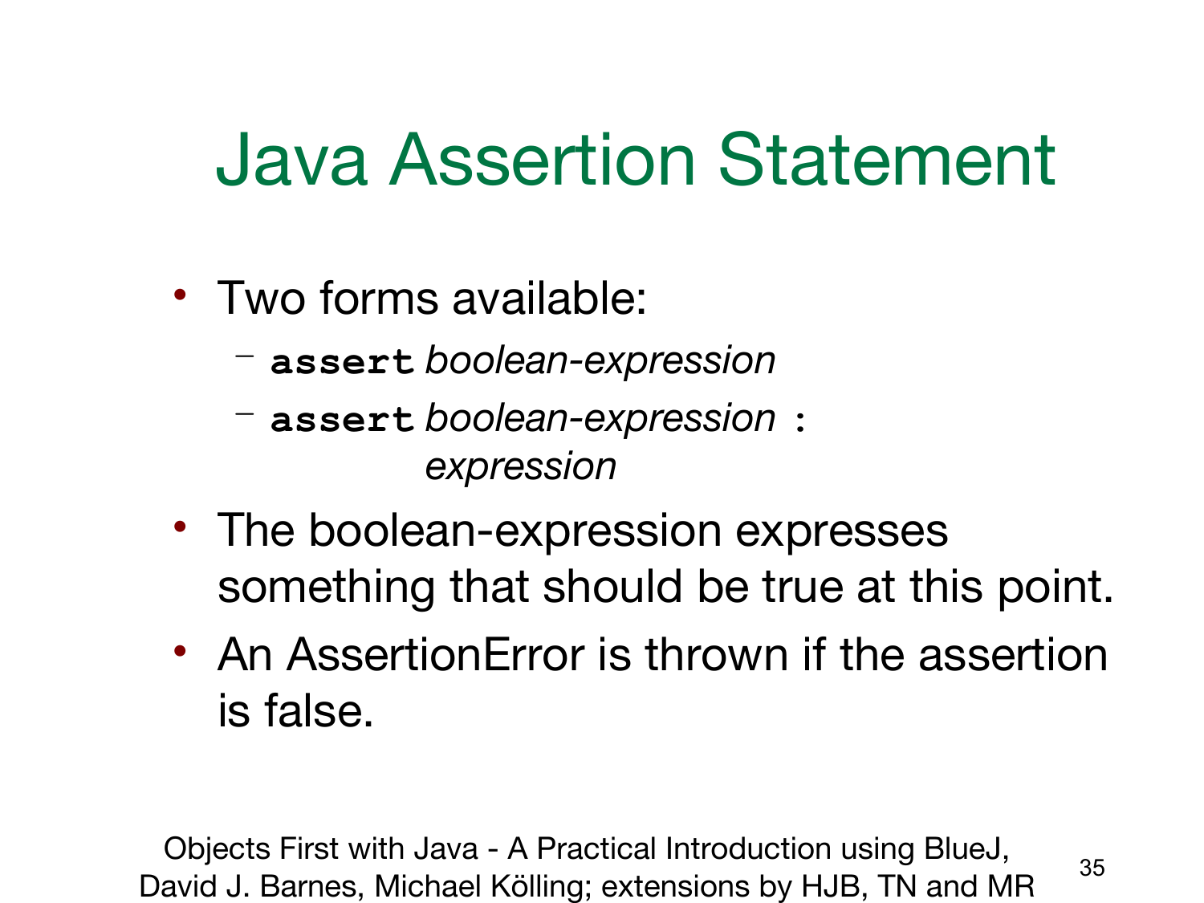# Java Assertion Statement

- Two forms available:
  - **`assert`** *boolean-expression*
  - **`assert`** *boolean-expression* **`:`** *expression*
- The boolean-expression expresses something that should be true at this point.
- An AssertionError is thrown if the assertion is false.

Objects First with Java - A Practical Introduction using BlueJ, David J. Barnes, Michael Kölling; extensions by HJB, TN and MR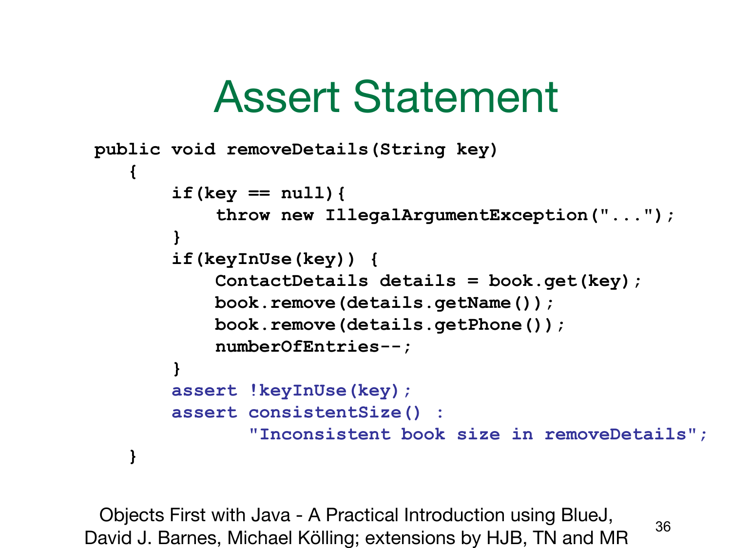# Assert Statement

```
public void removeDetails(String key)
   {
       if(key == null){
           throw new IllegalArgumentException("...");
       }
       if(keyInUse(key)) {
           ContactDetails details = book.get(key);
           book.remove(details.getName());
           book.remove(details.getPhone());
           numberOfEntries--;
       }
       assert !keyInUse(key);
       assert consistentSize() :
               "Inconsistent book size in removeDetails";
   }
```

Objects First with Java - A Practical Introduction using BlueJ, David J. Barnes, Michael Kölling; extensions by HJB, TN and MR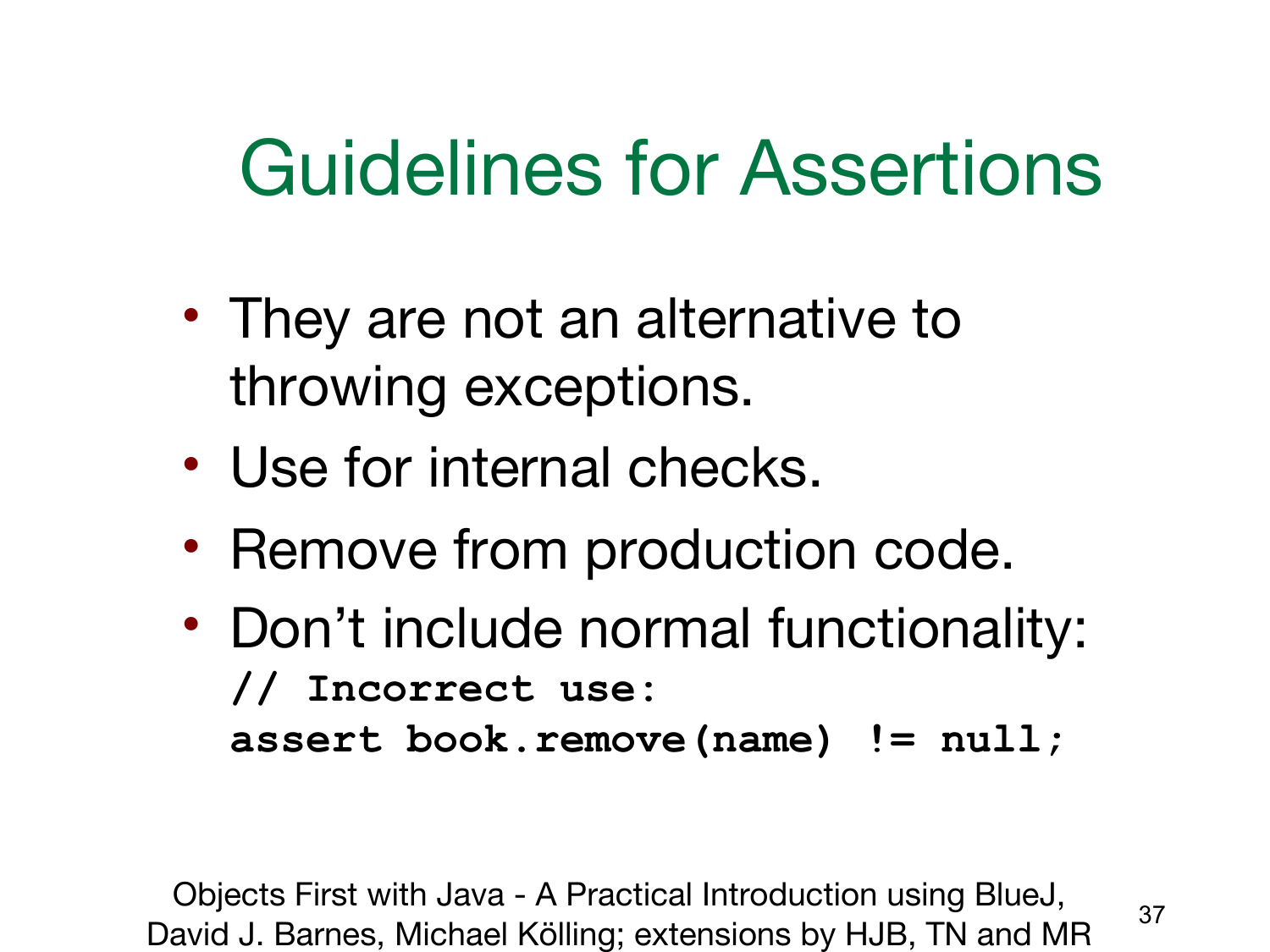# Guidelines for Assertions

- They are not an alternative to throwing exceptions.
- Use for internal checks.
- Remove from production code.
- Don't include normal functionality:

```
// Incorrect use:
assert book.remove(name) != null;
```

Objects First with Java - A Practical Introduction using BlueJ, David J. Barnes, Michael Kölling; extensions by HJB, TN and MR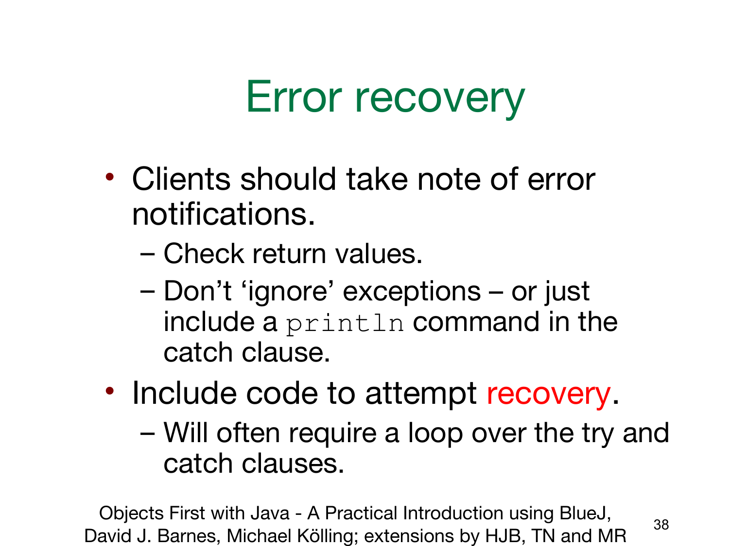# Error recovery

- Clients should take note of error notifications.
  - Check return values.
  - Don't 'ignore' exceptions – or just include a `println` command in the catch clause.
- Include code to attempt recovery.
  - Will often require a loop over the try and catch clauses.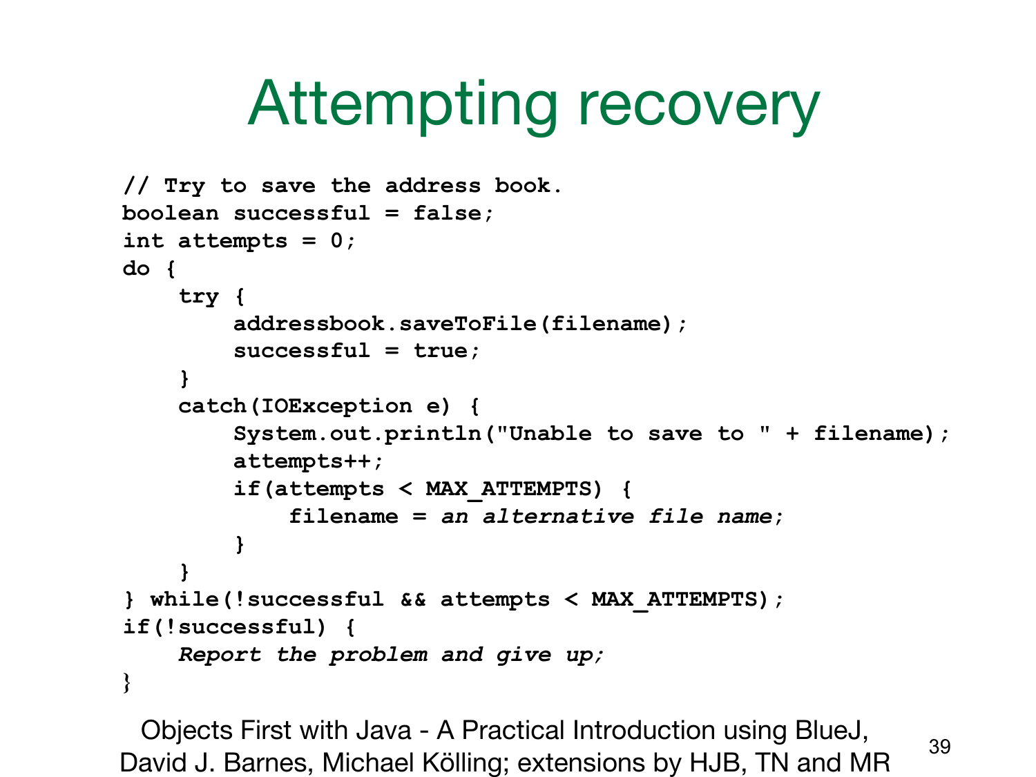# Attempting recovery

```
// Try to save the address book.
boolean successful = false;
int attempts = 0;
do {
    try {
        addressbook.saveToFile(filename);
        successful = true;
    }
    catch(IOException e) {
        System.out.println("Unable to save to " + filename);
        attempts++;
        if(attempts < MAX_ATTEMPTS) {
            filename = an alternative file name;
        }
    }
} while(!successful && attempts < MAX_ATTEMPTS);
if(!successful) {
    Report the problem and give up;
}
```

Objects First with Java - A Practical Introduction using BlueJ, David J. Barnes, Michael Kölling; extensions by HJB, TN and MR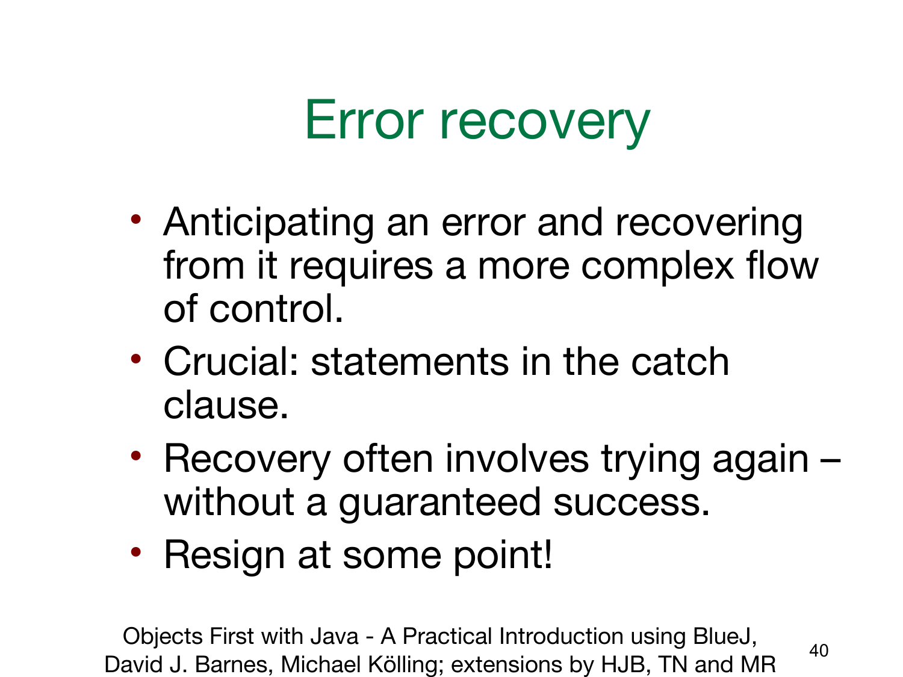# Error recovery

- Anticipating an error and recovering from it requires a more complex flow of control.
- Crucial: statements in the catch clause.
- Recovery often involves trying again – without a guaranteed success.
- Resign at some point!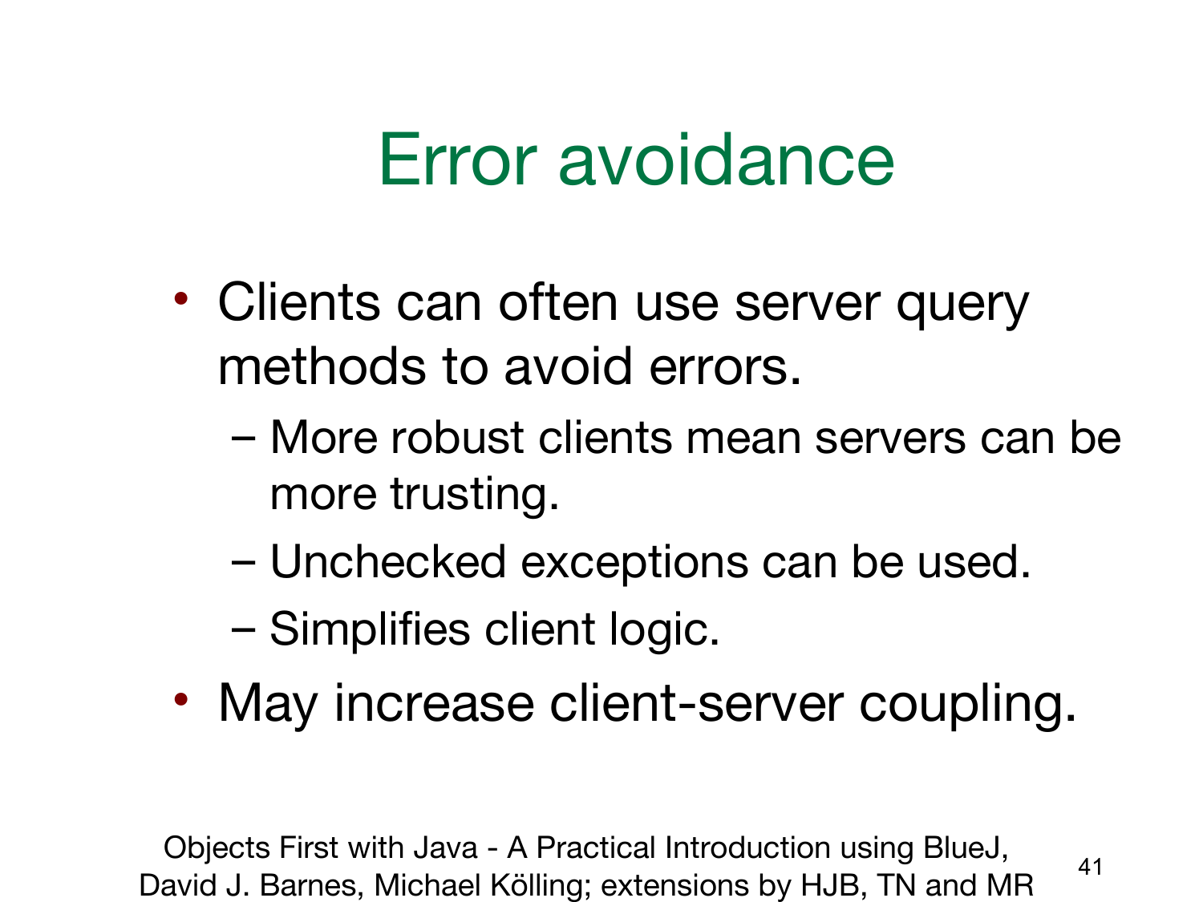# Error avoidance

- Clients can often use server query methods to avoid errors.
  - More robust clients mean servers can be more trusting.
  - Unchecked exceptions can be used.
  - Simplifies client logic.
- May increase client-server coupling.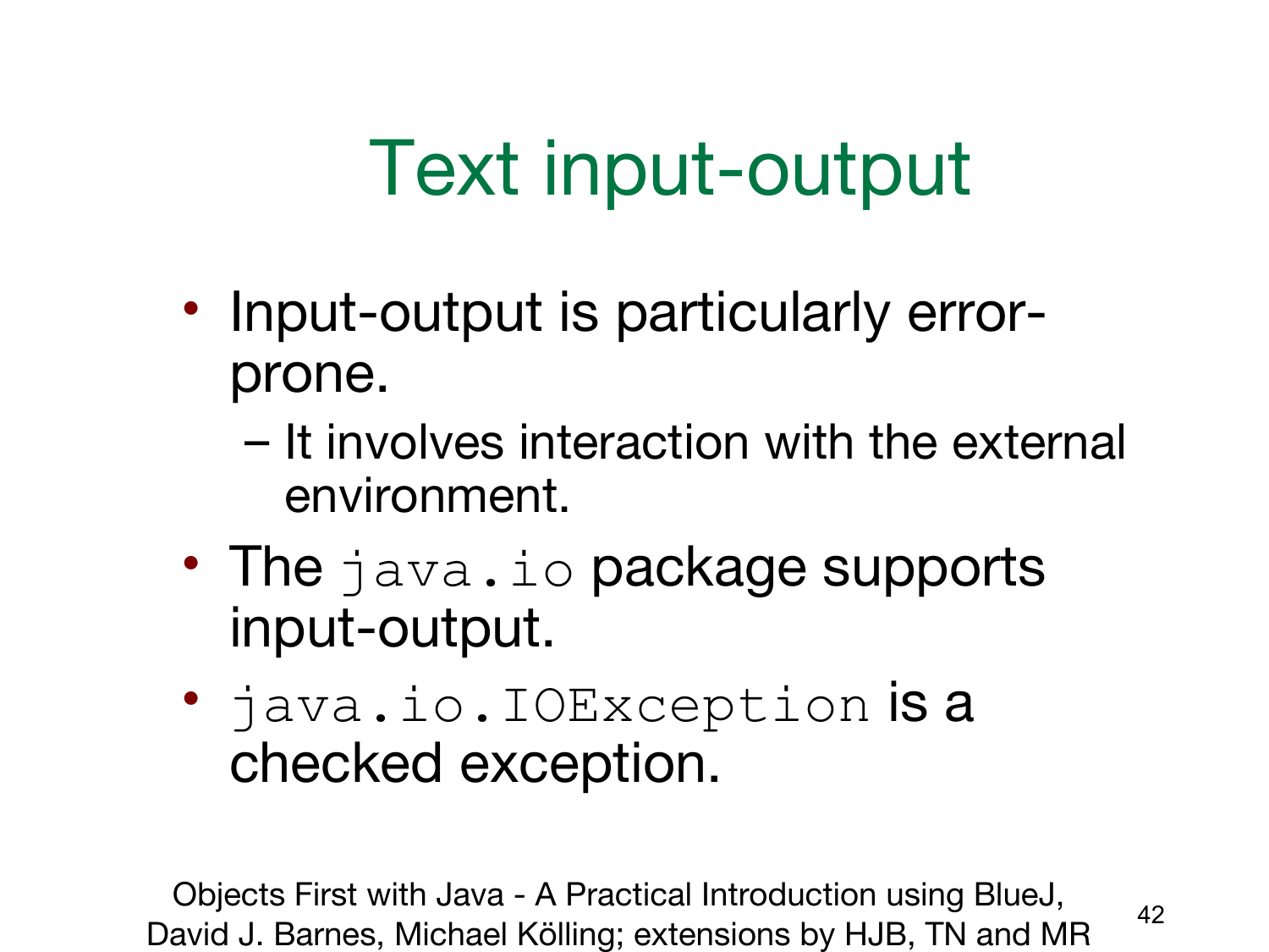# Text input-output

- Input-output is particularly error-prone.
  - It involves interaction with the external environment.
- The `java.io` package supports input-output.
- `java.io.IOException` is a checked exception.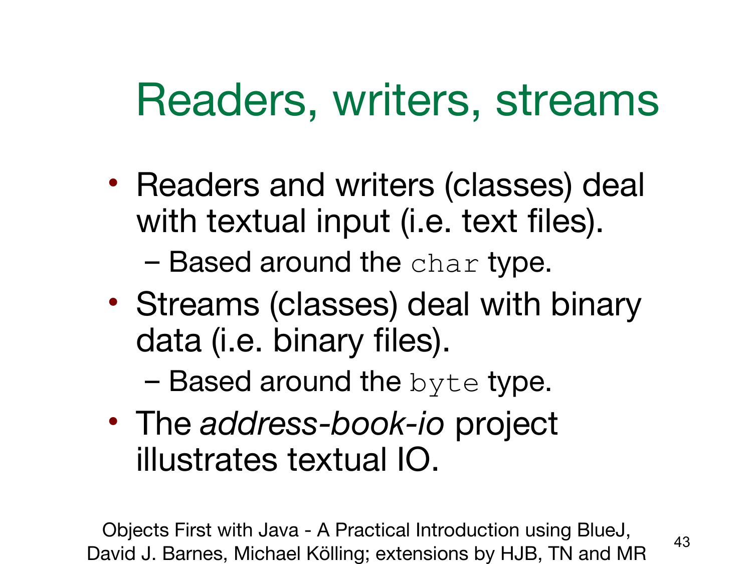# Readers, writers, streams

- Readers and writers (classes) deal with textual input (i.e. text files).
  - Based around the `char` type.
- Streams (classes) deal with binary data (i.e. binary files).
  - Based around the `byte` type.
- The *address-book-io* project illustrates textual IO.

Objects First with Java - A Practical Introduction using BlueJ, David J. Barnes, Michael Kölling; extensions by HJB, TN and MR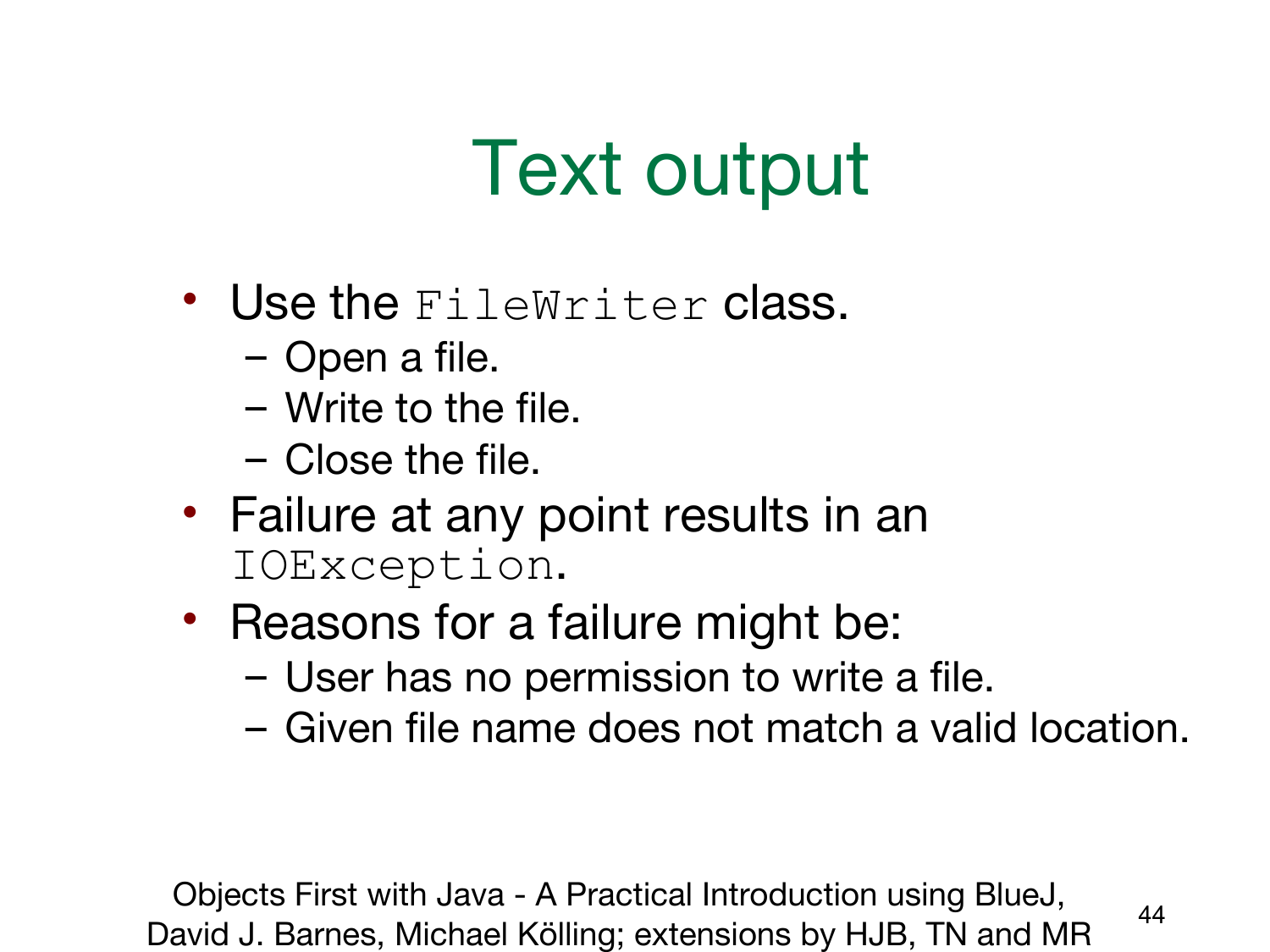# Text output

- Use the `FileWriter` class.
  - Open a file.
  - Write to the file.
  - Close the file.
- Failure at any point results in an `IOException`.
- Reasons for a failure might be:
  - User has no permission to write a file.
  - Given file name does not match a valid location.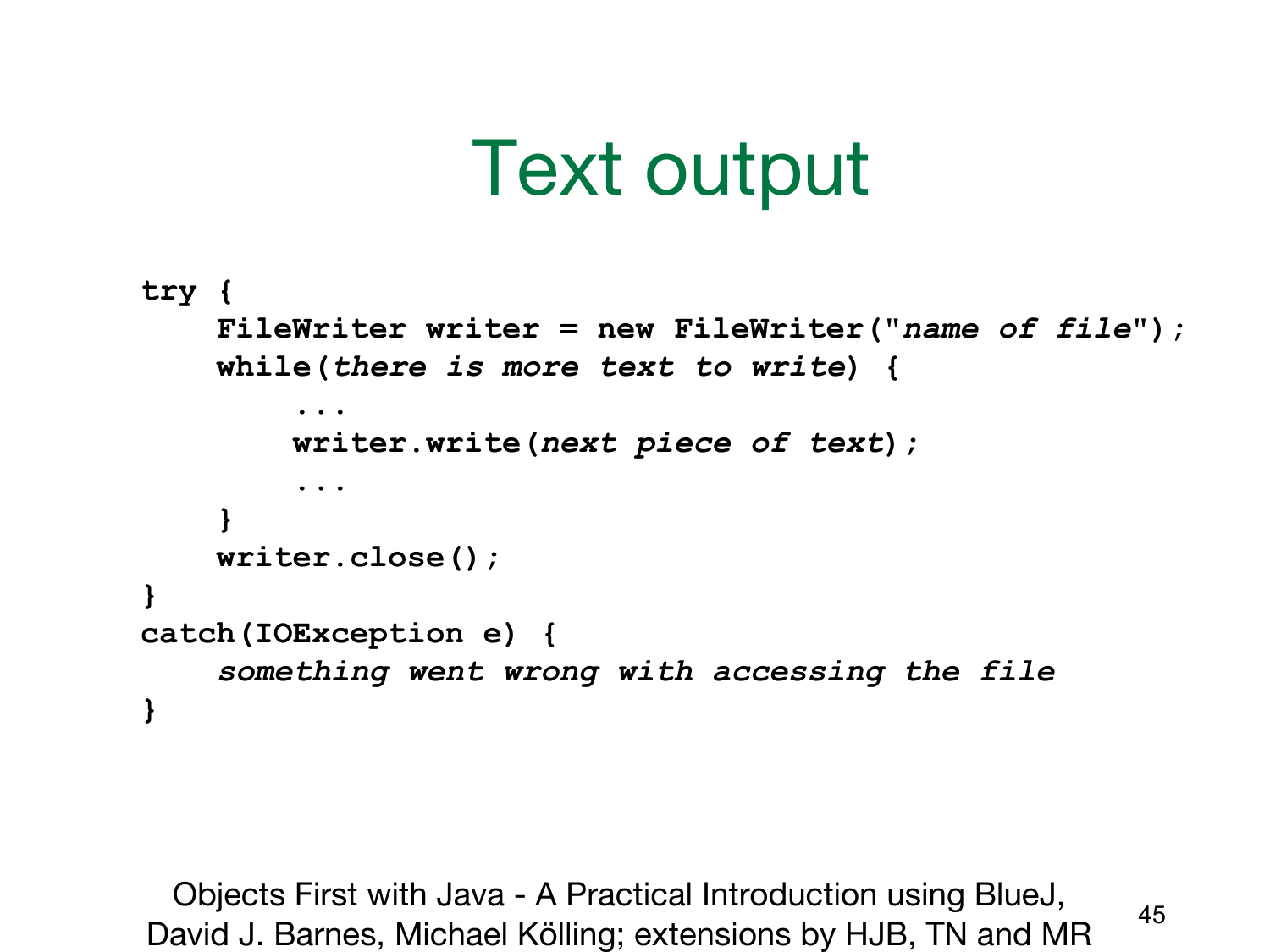# Text output

```
try {
    FileWriter writer = new FileWriter("name of file");
    while(there is more text to write) {
        ...
        writer.write(next piece of text);
        ...
    }
    writer.close();
}
catch(IOException e) {
    something went wrong with accessing the file
}
```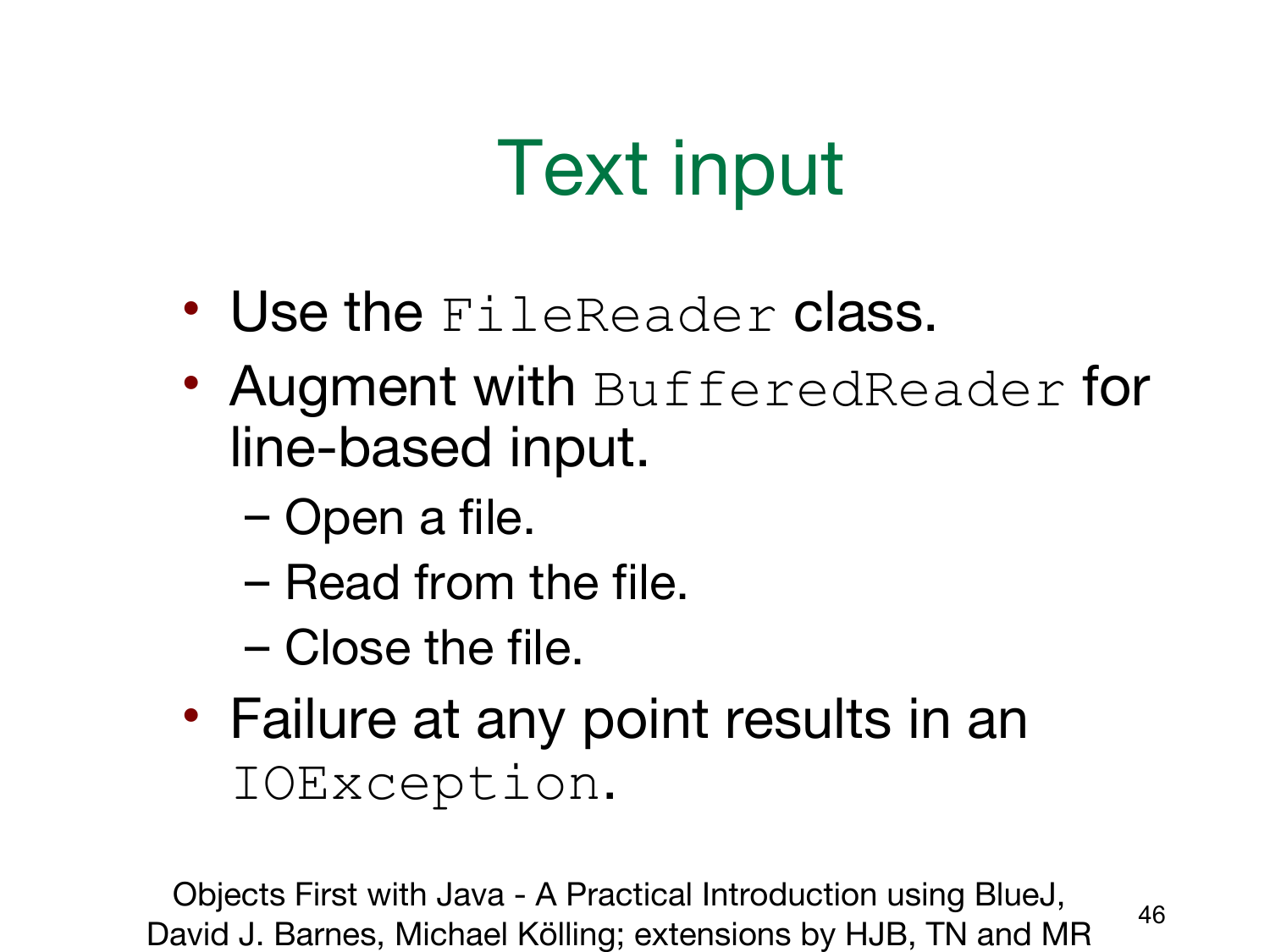# Text input

- Use the `FileReader` class.
- Augment with `BufferedReader` for line-based input.
  - Open a file.
  - Read from the file.
  - Close the file.
- Failure at any point results in an `IOException`.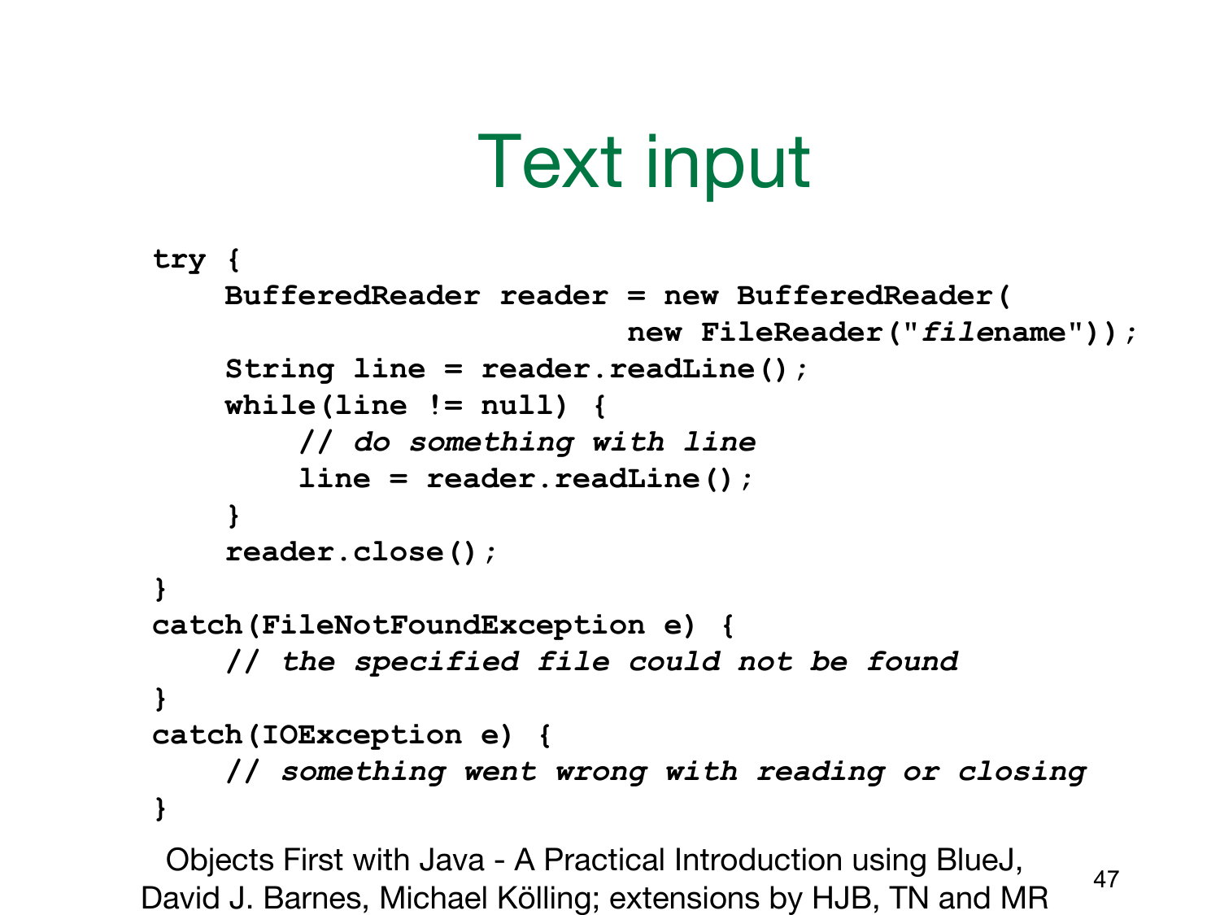# Text input

```
try {
    BufferedReader reader = new BufferedReader(
                          new FileReader("filename"));
    String line = reader.readLine();
    while(line != null) {
        // do something with line
        line = reader.readLine();
    }
    reader.close();
}
catch(FileNotFoundException e) {
    // the specified file could not be found
}
catch(IOException e) {
    // something went wrong with reading or closing
}
```

Objects First with Java - A Practical Introduction using BlueJ, David J. Barnes, Michael Kölling; extensions by HJB, TN and MR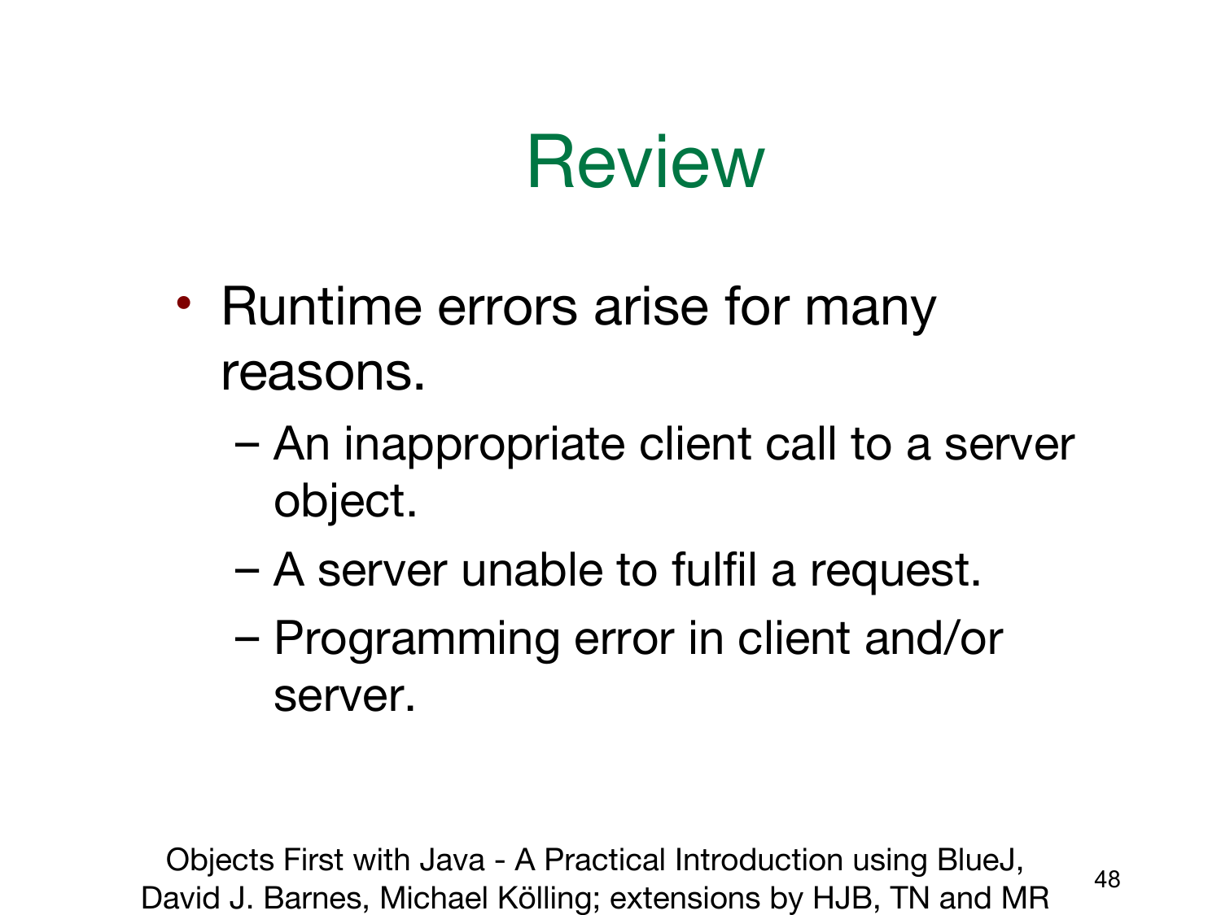# Review

- Runtime errors arise for many reasons.
  - An inappropriate client call to a server object.
  - A server unable to fulfil a request.
  - Programming error in client and/or server.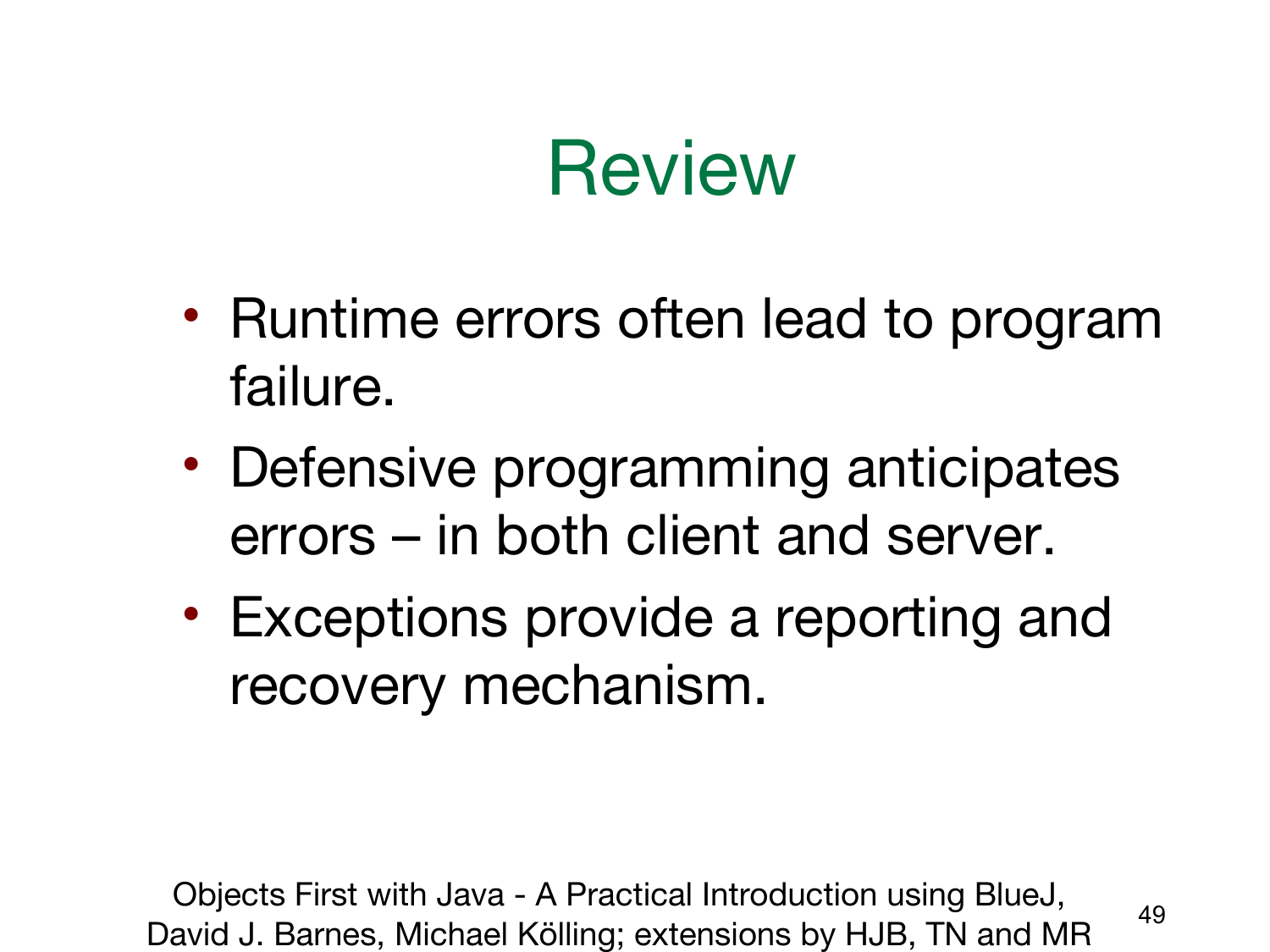# Review

- Runtime errors often lead to program failure.
- Defensive programming anticipates errors – in both client and server.
- Exceptions provide a reporting and recovery mechanism.